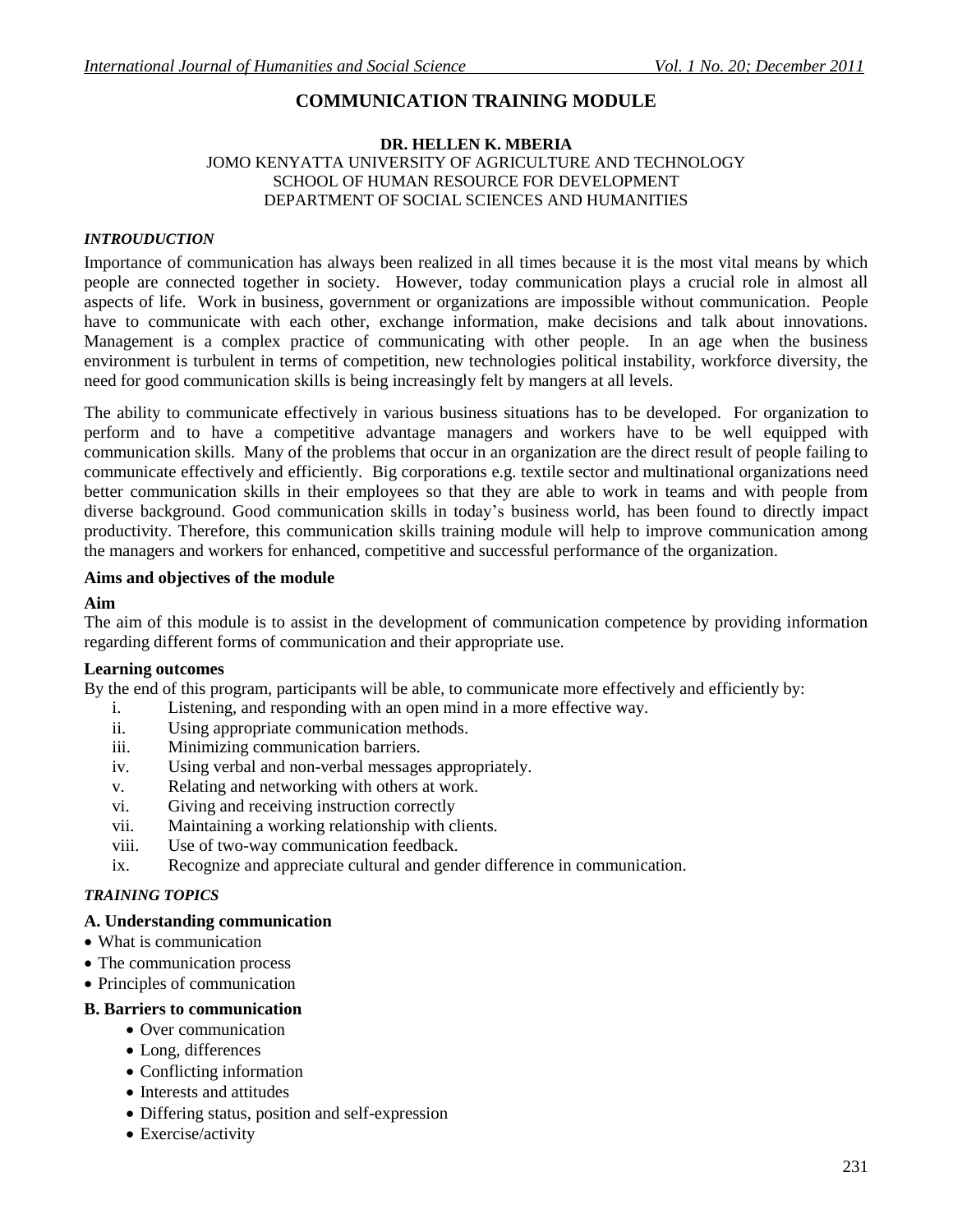# COMMUNICATION TRAINING MODULE

**DR. HELLEN K. MBERIA**
JOMO KENYATTA UNIVERSITY OF AGRICULTURE AND TECHNOLOGY
SCHOOL OF HUMAN RESOURCE FOR DEVELOPMENT
DEPARTMENT OF SOCIAL SCIENCES AND HUMANITIES

***INTROUDUCTION***

Importance of communication has always been realized in all times because it is the most vital means by which people are connected together in society. However, today communication plays a crucial role in almost all aspects of life. Work in business, government or organizations are impossible without communication. People have to communicate with each other, exchange information, make decisions and talk about innovations. Management is a complex practice of communicating with other people. In an age when the business environment is turbulent in terms of competition, new technologies political instability, workforce diversity, the need for good communication skills is being increasingly felt by mangers at all levels.

The ability to communicate effectively in various business situations has to be developed. For organization to perform and to have a competitive advantage managers and workers have to be well equipped with communication skills. Many of the problems that occur in an organization are the direct result of people failing to communicate effectively and efficiently. Big corporations e.g. textile sector and multinational organizations need better communication skills in their employees so that they are able to work in teams and with people from diverse background. Good communication skills in today's business world, has been found to directly impact productivity. Therefore, this communication skills training module will help to improve communication among the managers and workers for enhanced, competitive and successful performance of the organization.

### Aims and objectives of the module

**Aim**

The aim of this module is to assist in the development of communication competence by providing information regarding different forms of communication and their appropriate use.

**Learning outcomes**

By the end of this program, participants will be able, to communicate more effectively and efficiently by:

i. Listening, and responding with an open mind in a more effective way.
ii. Using appropriate communication methods.
iii. Minimizing communication barriers.
iv. Using verbal and non-verbal messages appropriately.
v. Relating and networking with others at work.
vi. Giving and receiving instruction correctly
vii. Maintaining a working relationship with clients.
viii. Use of two-way communication feedback.
ix. Recognize and appreciate cultural and gender difference in communication.

***TRAINING TOPICS***

### A. Understanding communication

- What is communication
- The communication process
- Principles of communication

### B. Barriers to communication

- Over communication
- Long, differences
- Conflicting information
- Interests and attitudes
- Differing status, position and self-expression
- Exercise/activity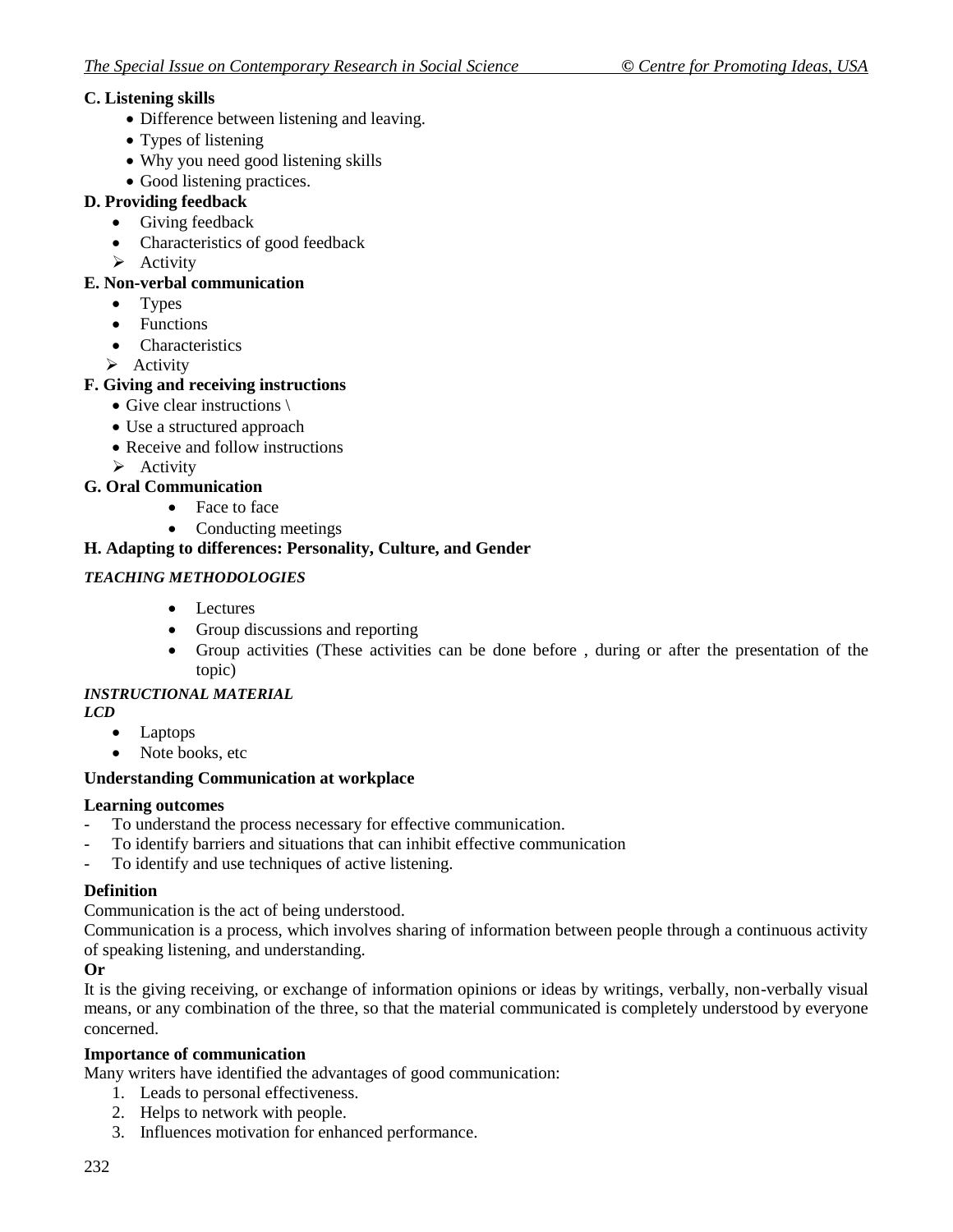**C. Listening skills**

- Difference between listening and leaving.
- Types of listening
- Why you need good listening skills
- Good listening practices.

**D. Providing feedback**

- Giving feedback
- Characteristics of good feedback
- ➢ Activity

**E. Non-verbal communication**

- Types
- Functions
- Characteristics
- ➢ Activity

**F. Giving and receiving instructions**

- Give clear instructions \
- Use a structured approach
- Receive and follow instructions
- ➢ Activity

**G. Oral Communication**

- Face to face
- Conducting meetings

**H. Adapting to differences: Personality, Culture, and Gender**

***TEACHING METHODOLOGIES***

- Lectures
- Group discussions and reporting
- Group activities (These activities can be done before , during or after the presentation of the topic)

***INSTRUCTIONAL MATERIAL***

***LCD***

- Laptops
- Note books, etc

**Understanding Communication at workplace**

**Learning outcomes**

- To understand the process necessary for effective communication.
- To identify barriers and situations that can inhibit effective communication
- To identify and use techniques of active listening.

**Definition**

Communication is the act of being understood.

Communication is a process, which involves sharing of information between people through a continuous activity of speaking listening, and understanding.

**Or**

It is the giving receiving, or exchange of information opinions or ideas by writings, verbally, non-verbally visual means, or any combination of the three, so that the material communicated is completely understood by everyone concerned.

**Importance of communication**

Many writers have identified the advantages of good communication:

1. Leads to personal effectiveness.
2. Helps to network with people.
3. Influences motivation for enhanced performance.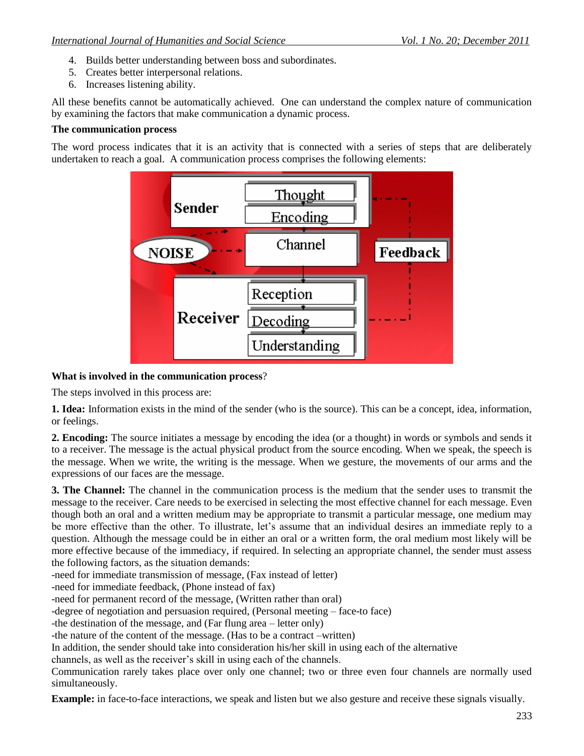4. Builds better understanding between boss and subordinates.
5. Creates better interpersonal relations.
6. Increases listening ability.

All these benefits cannot be automatically achieved. One can understand the complex nature of communication by examining the factors that make communication a dynamic process.

**The communication process**

The word process indicates that it is an activity that is connected with a series of steps that are deliberately undertaken to reach a goal. A communication process comprises the following elements:

**What is involved in the communication process**?

The steps involved in this process are:

**1. Idea:** Information exists in the mind of the sender (who is the source). This can be a concept, idea, information, or feelings.

**2. Encoding:** The source initiates a message by encoding the idea (or a thought) in words or symbols and sends it to a receiver. The message is the actual physical product from the source encoding. When we speak, the speech is the message. When we write, the writing is the message. When we gesture, the movements of our arms and the expressions of our faces are the message.

**3. The Channel:** The channel in the communication process is the medium that the sender uses to transmit the message to the receiver. Care needs to be exercised in selecting the most effective channel for each message. Even though both an oral and a written medium may be appropriate to transmit a particular message, one medium may be more effective than the other. To illustrate, let's assume that an individual desires an immediate reply to a question. Although the message could be in either an oral or a written form, the oral medium most likely will be more effective because of the immediacy, if required. In selecting an appropriate channel, the sender must assess the following factors, as the situation demands:

-need for immediate transmission of message, (Fax instead of letter)
-need for immediate feedback, (Phone instead of fax)
-need for permanent record of the message, (Written rather than oral)
-degree of negotiation and persuasion required, (Personal meeting – face-to face)
-the destination of the message, and (Far flung area – letter only)
-the nature of the content of the message. (Has to be a contract –written)

In addition, the sender should take into consideration his/her skill in using each of the alternative channels, as well as the receiver's skill in using each of the channels.

Communication rarely takes place over only one channel; two or three even four channels are normally used simultaneously.

**Example:** in face-to-face interactions, we speak and listen but we also gesture and receive these signals visually.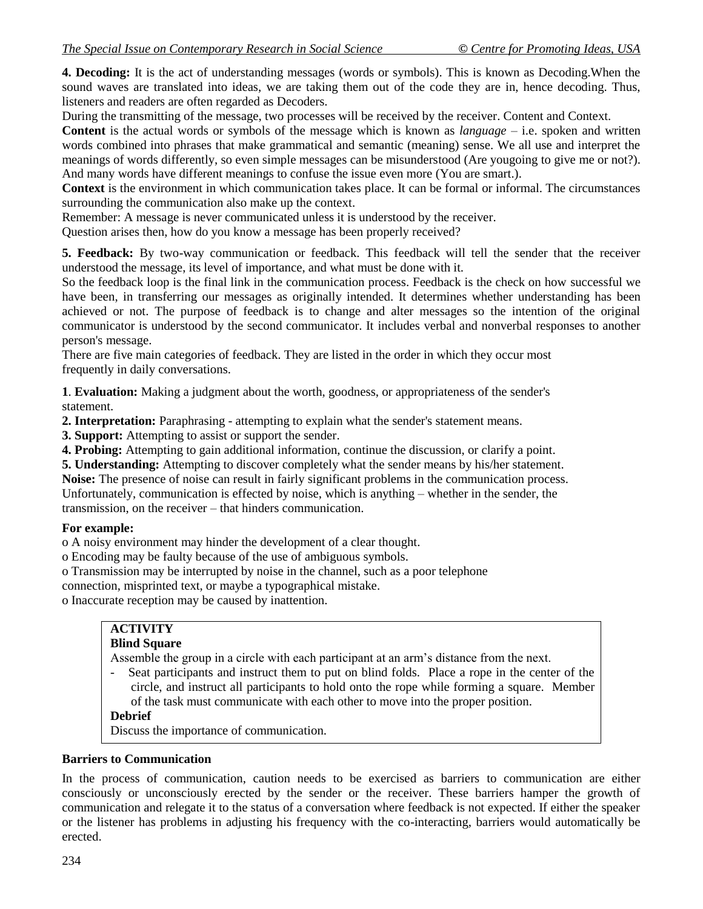**4. Decoding:** It is the act of understanding messages (words or symbols). This is known as Decoding.When the sound waves are translated into ideas, we are taking them out of the code they are in, hence decoding. Thus, listeners and readers are often regarded as Decoders.

During the transmitting of the message, two processes will be received by the receiver. Content and Context.

**Content** is the actual words or symbols of the message which is known as *language* – i.e. spoken and written words combined into phrases that make grammatical and semantic (meaning) sense. We all use and interpret the meanings of words differently, so even simple messages can be misunderstood (Are yougoing to give me or not?). And many words have different meanings to confuse the issue even more (You are smart.).

**Context** is the environment in which communication takes place. It can be formal or informal. The circumstances surrounding the communication also make up the context.

Remember: A message is never communicated unless it is understood by the receiver.

Question arises then, how do you know a message has been properly received?

**5. Feedback:** By two-way communication or feedback. This feedback will tell the sender that the receiver understood the message, its level of importance, and what must be done with it.

So the feedback loop is the final link in the communication process. Feedback is the check on how successful we have been, in transferring our messages as originally intended. It determines whether understanding has been achieved or not. The purpose of feedback is to change and alter messages so the intention of the original communicator is understood by the second communicator. It includes verbal and nonverbal responses to another person's message.

There are five main categories of feedback. They are listed in the order in which they occur most frequently in daily conversations.

**1**. **Evaluation:** Making a judgment about the worth, goodness, or appropriateness of the sender's statement.

**2. Interpretation:** Paraphrasing - attempting to explain what the sender's statement means.

**3. Support:** Attempting to assist or support the sender.

**4. Probing:** Attempting to gain additional information, continue the discussion, or clarify a point.

**5. Understanding:** Attempting to discover completely what the sender means by his/her statement.

**Noise:** The presence of noise can result in fairly significant problems in the communication process. Unfortunately, communication is effected by noise, which is anything – whether in the sender, the transmission, on the receiver – that hinders communication.

**For example:**

- o A noisy environment may hinder the development of a clear thought.
- o Encoding may be faulty because of the use of ambiguous symbols.
- o Transmission may be interrupted by noise in the channel, such as a poor telephone connection, misprinted text, or maybe a typographical mistake.
- o Inaccurate reception may be caused by inattention.

**ACTIVITY**

**Blind Square**

Assemble the group in a circle with each participant at an arm's distance from the next.

- Seat participants and instruct them to put on blind folds. Place a rope in the center of the circle, and instruct all participants to hold onto the rope while forming a square. Member of the task must communicate with each other to move into the proper position.

**Debrief**

Discuss the importance of communication.

**Barriers to Communication**

In the process of communication, caution needs to be exercised as barriers to communication are either consciously or unconsciously erected by the sender or the receiver. These barriers hamper the growth of communication and relegate it to the status of a conversation where feedback is not expected. If either the speaker or the listener has problems in adjusting his frequency with the co-interacting, barriers would automatically be erected.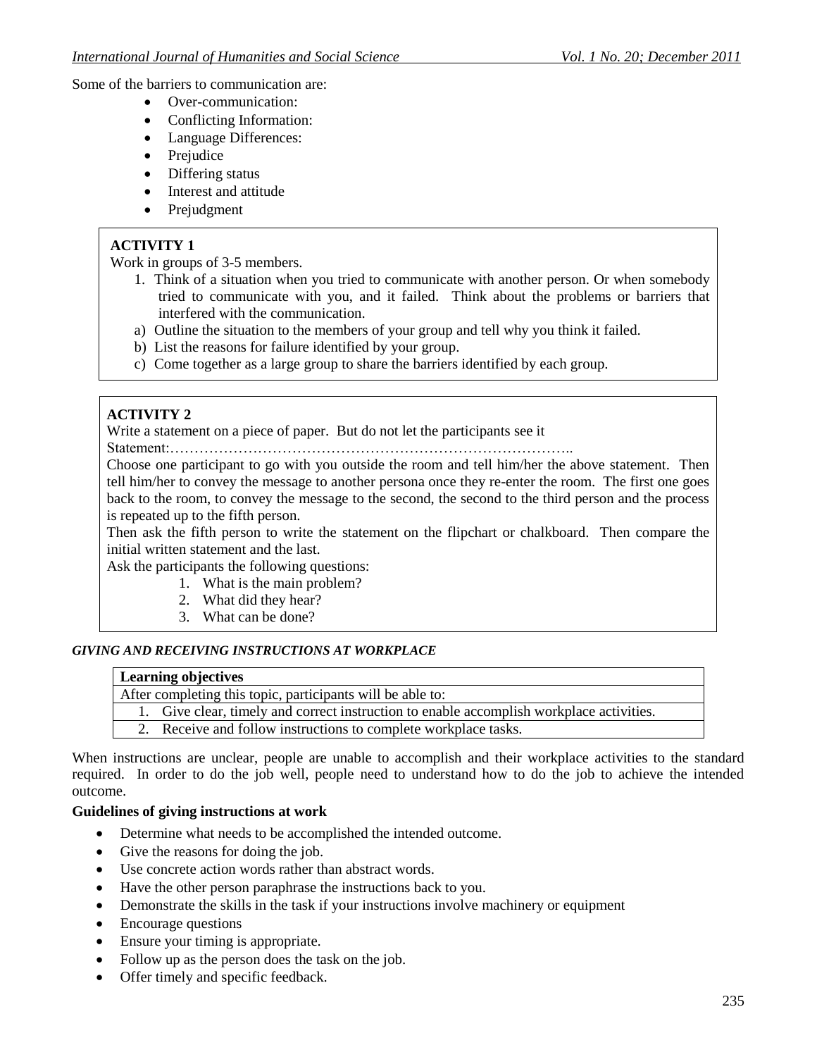Some of the barriers to communication are:

- Over-communication:
- Conflicting Information:
- Language Differences:
- Prejudice
- Differing status
- Interest and attitude
- Prejudgment

**ACTIVITY 1**

Work in groups of 3-5 members.

1. Think of a situation when you tried to communicate with another person. Or when somebody tried to communicate with you, and it failed. Think about the problems or barriers that interfered with the communication.

a) Outline the situation to the members of your group and tell why you think it failed.

b) List the reasons for failure identified by your group.

c) Come together as a large group to share the barriers identified by each group.

**ACTIVITY 2**

Write a statement on a piece of paper. But do not let the participants see it

Statement:………………………………………………………………………..

Choose one participant to go with you outside the room and tell him/her the above statement. Then tell him/her to convey the message to another persona once they re-enter the room. The first one goes back to the room, to convey the message to the second, the second to the third person and the process is repeated up to the fifth person.

Then ask the fifth person to write the statement on the flipchart or chalkboard. Then compare the initial written statement and the last.

Ask the participants the following questions:

1. What is the main problem?
2. What did they hear?
3. What can be done?

***GIVING AND RECEIVING INSTRUCTIONS AT WORKPLACE***

| **Learning objectives** |
| --- |
| After completing this topic, participants will be able to: |
| 1. Give clear, timely and correct instruction to enable accomplish workplace activities. |
| 2. Receive and follow instructions to complete workplace tasks. |

When instructions are unclear, people are unable to accomplish and their workplace activities to the standard required. In order to do the job well, people need to understand how to do the job to achieve the intended outcome.

**Guidelines of giving instructions at work**

- Determine what needs to be accomplished the intended outcome.
- Give the reasons for doing the job.
- Use concrete action words rather than abstract words.
- Have the other person paraphrase the instructions back to you.
- Demonstrate the skills in the task if your instructions involve machinery or equipment
- Encourage questions
- Ensure your timing is appropriate.
- Follow up as the person does the task on the job.
- Offer timely and specific feedback.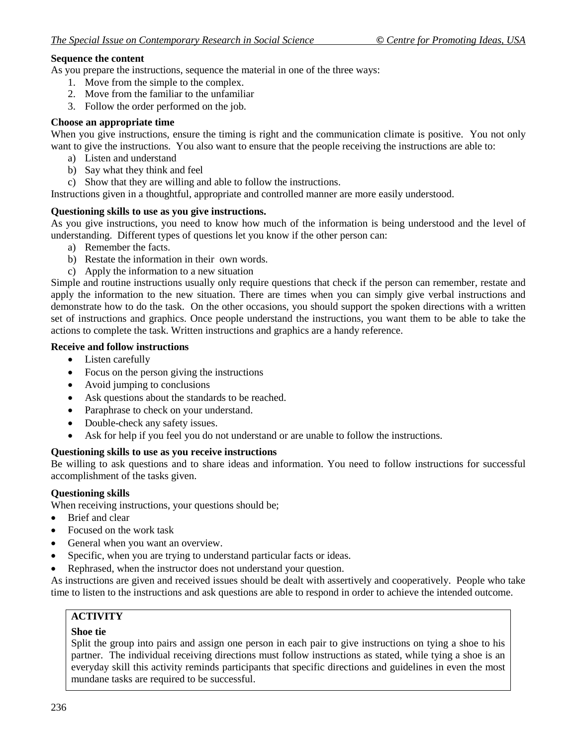**Sequence the content**

As you prepare the instructions, sequence the material in one of the three ways:

1. Move from the simple to the complex.
2. Move from the familiar to the unfamiliar
3. Follow the order performed on the job.

**Choose an appropriate time**

When you give instructions, ensure the timing is right and the communication climate is positive. You not only want to give the instructions. You also want to ensure that the people receiving the instructions are able to:

a) Listen and understand
b) Say what they think and feel
c) Show that they are willing and able to follow the instructions.

Instructions given in a thoughtful, appropriate and controlled manner are more easily understood.

**Questioning skills to use as you give instructions.**

As you give instructions, you need to know how much of the information is being understood and the level of understanding. Different types of questions let you know if the other person can:

a) Remember the facts.
b) Restate the information in their own words.
c) Apply the information to a new situation

Simple and routine instructions usually only require questions that check if the person can remember, restate and apply the information to the new situation. There are times when you can simply give verbal instructions and demonstrate how to do the task. On the other occasions, you should support the spoken directions with a written set of instructions and graphics. Once people understand the instructions, you want them to be able to take the actions to complete the task. Written instructions and graphics are a handy reference.

**Receive and follow instructions**

- Listen carefully
- Focus on the person giving the instructions
- Avoid jumping to conclusions
- Ask questions about the standards to be reached.
- Paraphrase to check on your understand.
- Double-check any safety issues.
- Ask for help if you feel you do not understand or are unable to follow the instructions.

**Questioning skills to use as you receive instructions**

Be willing to ask questions and to share ideas and information. You need to follow instructions for successful accomplishment of the tasks given.

**Questioning skills**

When receiving instructions, your questions should be;

- Brief and clear
- Focused on the work task
- General when you want an overview.
- Specific, when you are trying to understand particular facts or ideas.
- Rephrased, when the instructor does not understand your question.

As instructions are given and received issues should be dealt with assertively and cooperatively. People who take time to listen to the instructions and ask questions are able to respond in order to achieve the intended outcome.

> **ACTIVITY**
>
> **Shoe tie**
>
> Split the group into pairs and assign one person in each pair to give instructions on tying a shoe to his partner. The individual receiving directions must follow instructions as stated, while tying a shoe is an everyday skill this activity reminds participants that specific directions and guidelines in even the most mundane tasks are required to be successful.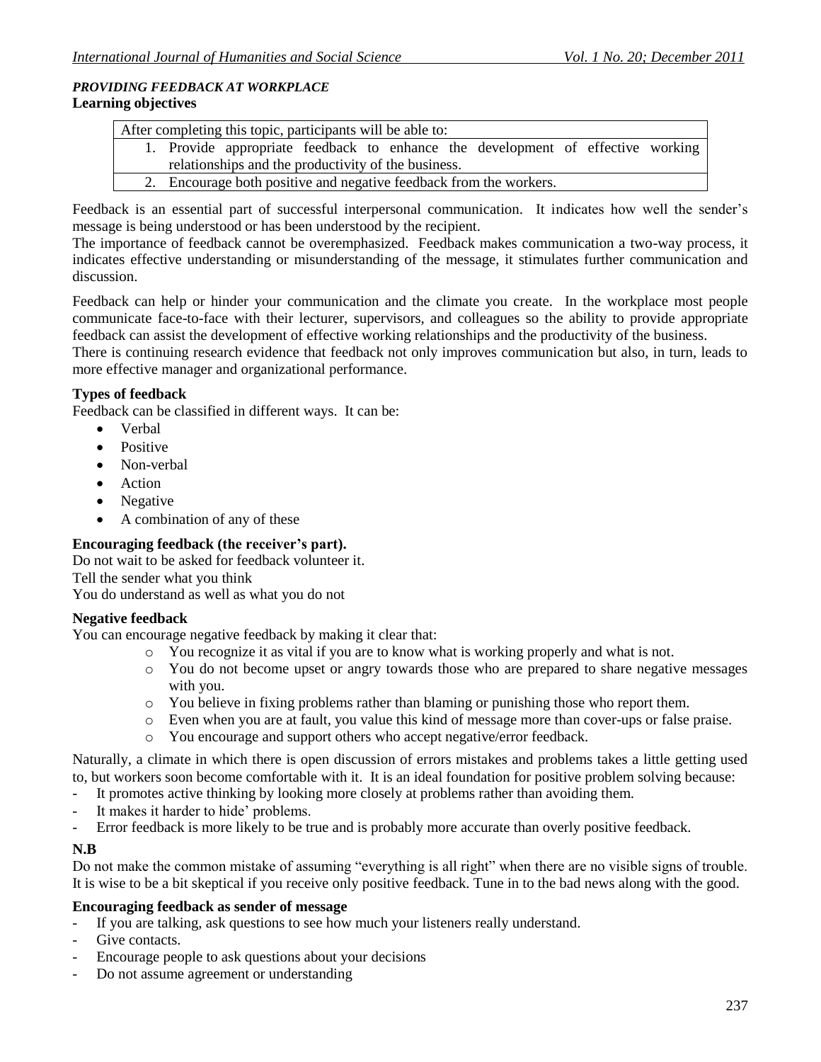***PROVIDING FEEDBACK AT WORKPLACE***

**Learning objectives**

| After completing this topic, participants will be able to: |
|---|
| 1. Provide appropriate feedback to enhance the development of effective working relationships and the productivity of the business. |
| 2. Encourage both positive and negative feedback from the workers. |

Feedback is an essential part of successful interpersonal communication. It indicates how well the sender's message is being understood or has been understood by the recipient.

The importance of feedback cannot be overemphasized. Feedback makes communication a two-way process, it indicates effective understanding or misunderstanding of the message, it stimulates further communication and discussion.

Feedback can help or hinder your communication and the climate you create. In the workplace most people communicate face-to-face with their lecturer, supervisors, and colleagues so the ability to provide appropriate feedback can assist the development of effective working relationships and the productivity of the business.

There is continuing research evidence that feedback not only improves communication but also, in turn, leads to more effective manager and organizational performance.

**Types of feedback**

Feedback can be classified in different ways. It can be:

- Verbal
- Positive
- Non-verbal
- Action
- Negative
- A combination of any of these

**Encouraging feedback (the receiver's part).**

Do not wait to be asked for feedback volunteer it.

Tell the sender what you think

You do understand as well as what you do not

**Negative feedback**

You can encourage negative feedback by making it clear that:

- You recognize it as vital if you are to know what is working properly and what is not.
- You do not become upset or angry towards those who are prepared to share negative messages with you.
- You believe in fixing problems rather than blaming or punishing those who report them.
- Even when you are at fault, you value this kind of message more than cover-ups or false praise.
- You encourage and support others who accept negative/error feedback.

Naturally, a climate in which there is open discussion of errors mistakes and problems takes a little getting used to, but workers soon become comfortable with it. It is an ideal foundation for positive problem solving because:

- It promotes active thinking by looking more closely at problems rather than avoiding them.
- It makes it harder to hide' problems.
- Error feedback is more likely to be true and is probably more accurate than overly positive feedback.

**N.B**

Do not make the common mistake of assuming "everything is all right" when there are no visible signs of trouble. It is wise to be a bit skeptical if you receive only positive feedback. Tune in to the bad news along with the good.

**Encouraging feedback as sender of message**

- If you are talking, ask questions to see how much your listeners really understand.
- Give contacts.
- Encourage people to ask questions about your decisions
- Do not assume agreement or understanding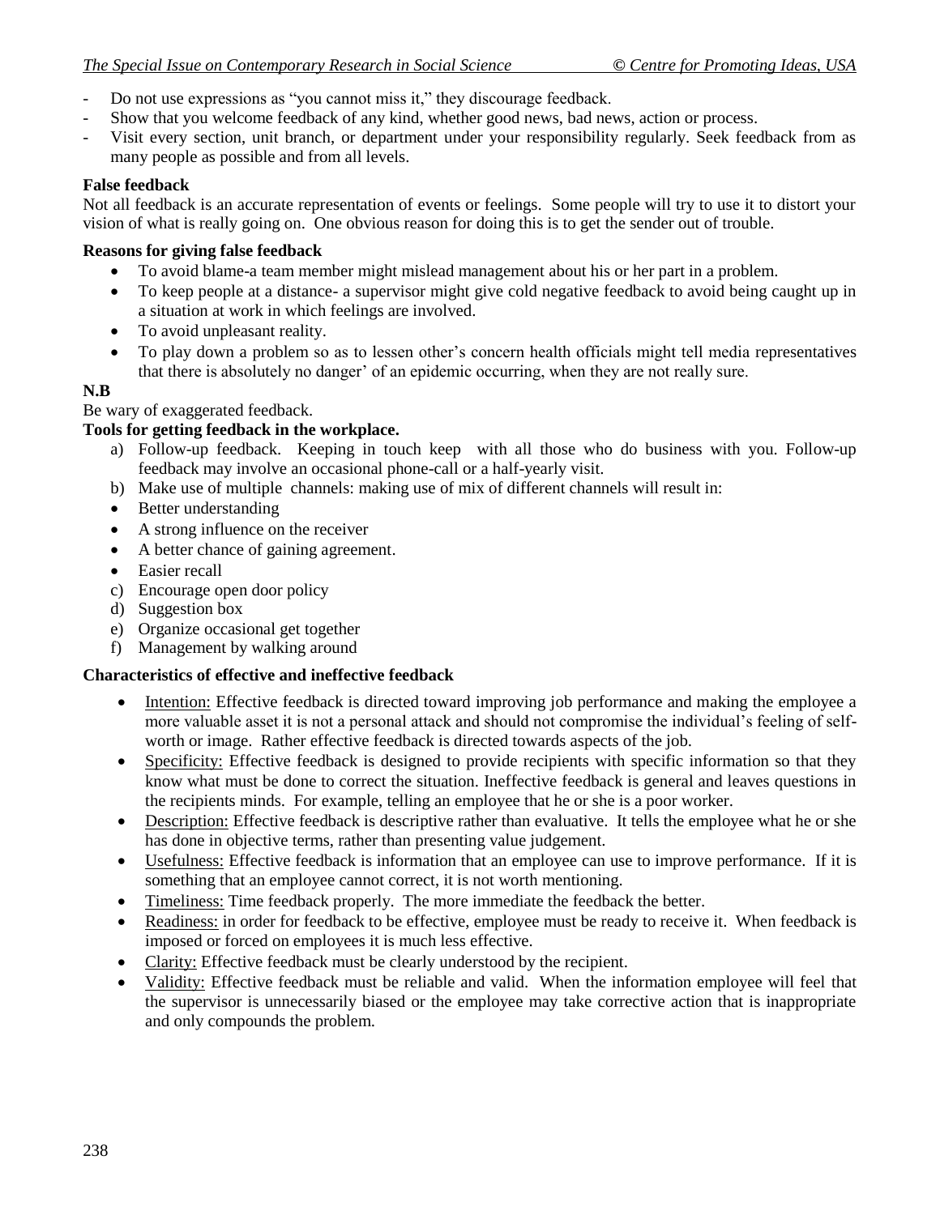- Do not use expressions as “you cannot miss it,” they discourage feedback.
- Show that you welcome feedback of any kind, whether good news, bad news, action or process.
- Visit every section, unit branch, or department under your responsibility regularly. Seek feedback from as many people as possible and from all levels.

**False feedback**

Not all feedback is an accurate representation of events or feelings. Some people will try to use it to distort your vision of what is really going on. One obvious reason for doing this is to get the sender out of trouble.

**Reasons for giving false feedback**

- To avoid blame-a team member might mislead management about his or her part in a problem.
- To keep people at a distance- a supervisor might give cold negative feedback to avoid being caught up in a situation at work in which feelings are involved.
- To avoid unpleasant reality.
- To play down a problem so as to lessen other’s concern health officials might tell media representatives that there is absolutely no danger’ of an epidemic occurring, when they are not really sure.

**N.B**

Be wary of exaggerated feedback.

**Tools for getting feedback in the workplace.**

a) Follow-up feedback. Keeping in touch keep with all those who do business with you. Follow-up feedback may involve an occasional phone-call or a half-yearly visit.
b) Make use of multiple channels: making use of mix of different channels will result in:
   - Better understanding
   - A strong influence on the receiver
   - A better chance of gaining agreement.
   - Easier recall
c) Encourage open door policy
d) Suggestion box
e) Organize occasional get together
f) Management by walking around

**Characteristics of effective and ineffective feedback**

- Intention: Effective feedback is directed toward improving job performance and making the employee a more valuable asset it is not a personal attack and should not compromise the individual’s feeling of self-worth or image. Rather effective feedback is directed towards aspects of the job.
- Specificity: Effective feedback is designed to provide recipients with specific information so that they know what must be done to correct the situation. Ineffective feedback is general and leaves questions in the recipients minds. For example, telling an employee that he or she is a poor worker.
- Description: Effective feedback is descriptive rather than evaluative. It tells the employee what he or she has done in objective terms, rather than presenting value judgement.
- Usefulness: Effective feedback is information that an employee can use to improve performance. If it is something that an employee cannot correct, it is not worth mentioning.
- Timeliness: Time feedback properly. The more immediate the feedback the better.
- Readiness: in order for feedback to be effective, employee must be ready to receive it. When feedback is imposed or forced on employees it is much less effective.
- Clarity: Effective feedback must be clearly understood by the recipient.
- Validity: Effective feedback must be reliable and valid. When the information employee will feel that the supervisor is unnecessarily biased or the employee may take corrective action that is inappropriate and only compounds the problem.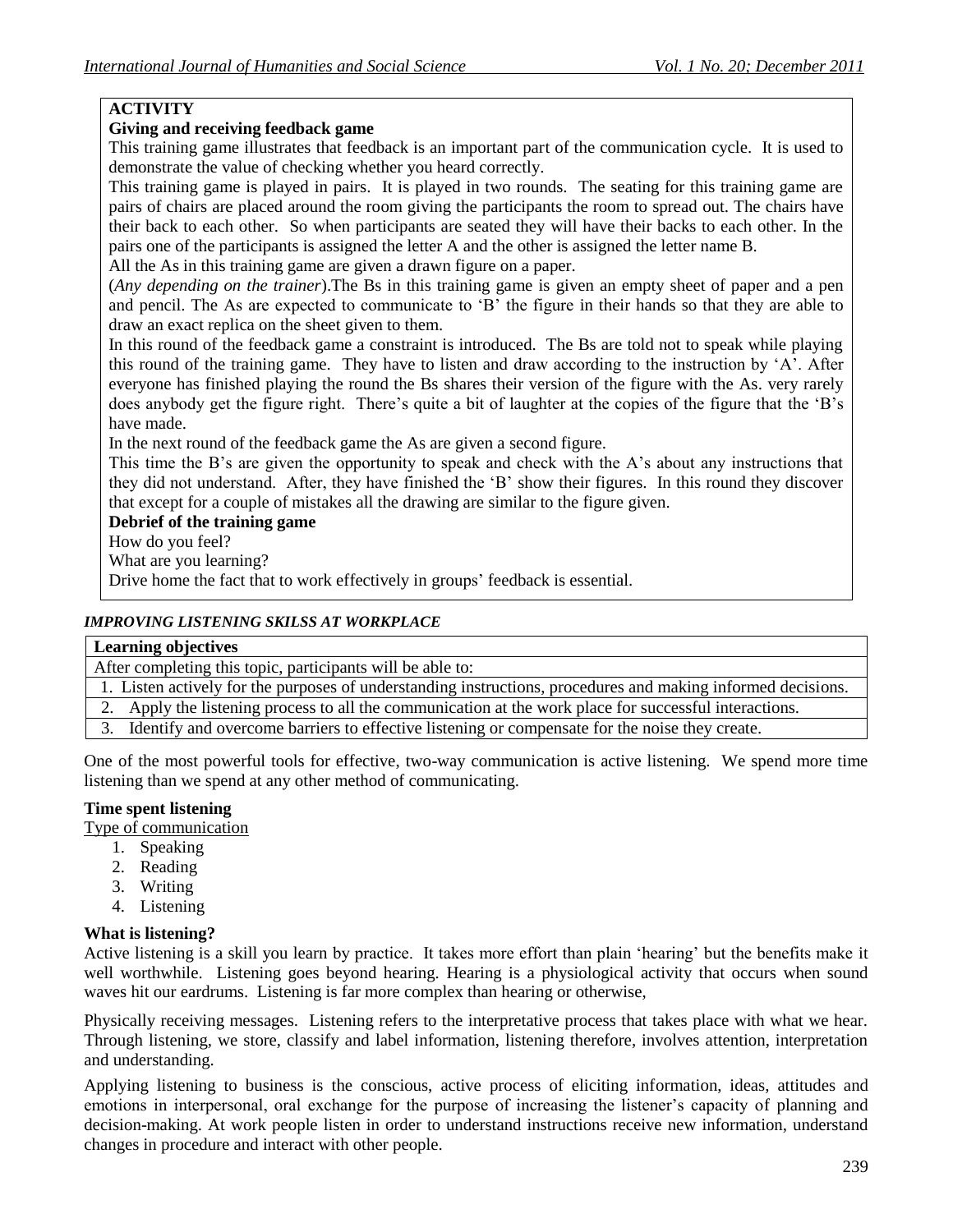**ACTIVITY**

**Giving and receiving feedback game**

This training game illustrates that feedback is an important part of the communication cycle. It is used to demonstrate the value of checking whether you heard correctly.

This training game is played in pairs. It is played in two rounds. The seating for this training game are pairs of chairs are placed around the room giving the participants the room to spread out. The chairs have their back to each other. So when participants are seated they will have their backs to each other. In the pairs one of the participants is assigned the letter A and the other is assigned the letter name B.

All the As in this training game are given a drawn figure on a paper.

(*Any depending on the trainer*).The Bs in this training game is given an empty sheet of paper and a pen and pencil. The As are expected to communicate to 'B' the figure in their hands so that they are able to draw an exact replica on the sheet given to them.

In this round of the feedback game a constraint is introduced. The Bs are told not to speak while playing this round of the training game. They have to listen and draw according to the instruction by 'A'. After everyone has finished playing the round the Bs shares their version of the figure with the As. very rarely does anybody get the figure right. There's quite a bit of laughter at the copies of the figure that the 'B's have made.

In the next round of the feedback game the As are given a second figure.

This time the B's are given the opportunity to speak and check with the A's about any instructions that they did not understand. After, they have finished the 'B' show their figures. In this round they discover that except for a couple of mistakes all the drawing are similar to the figure given.

**Debrief of the training game**

How do you feel?

What are you learning?

Drive home the fact that to work effectively in groups' feedback is essential.

***IMPROVING LISTENING SKILSS AT WORKPLACE***

| **Learning objectives** |
|---|
| After completing this topic, participants will be able to: |
| 1. Listen actively for the purposes of understanding instructions, procedures and making informed decisions. |
| 2. Apply the listening process to all the communication at the work place for successful interactions. |
| 3. Identify and overcome barriers to effective listening or compensate for the noise they create. |

One of the most powerful tools for effective, two-way communication is active listening. We spend more time listening than we spend at any other method of communicating.

**Time spent listening**

Type of communication

1. Speaking
2. Reading
3. Writing
4. Listening

**What is listening?**

Active listening is a skill you learn by practice. It takes more effort than plain 'hearing' but the benefits make it well worthwhile. Listening goes beyond hearing. Hearing is a physiological activity that occurs when sound waves hit our eardrums. Listening is far more complex than hearing or otherwise,

Physically receiving messages. Listening refers to the interpretative process that takes place with what we hear. Through listening, we store, classify and label information, listening therefore, involves attention, interpretation and understanding.

Applying listening to business is the conscious, active process of eliciting information, ideas, attitudes and emotions in interpersonal, oral exchange for the purpose of increasing the listener's capacity of planning and decision-making. At work people listen in order to understand instructions receive new information, understand changes in procedure and interact with other people.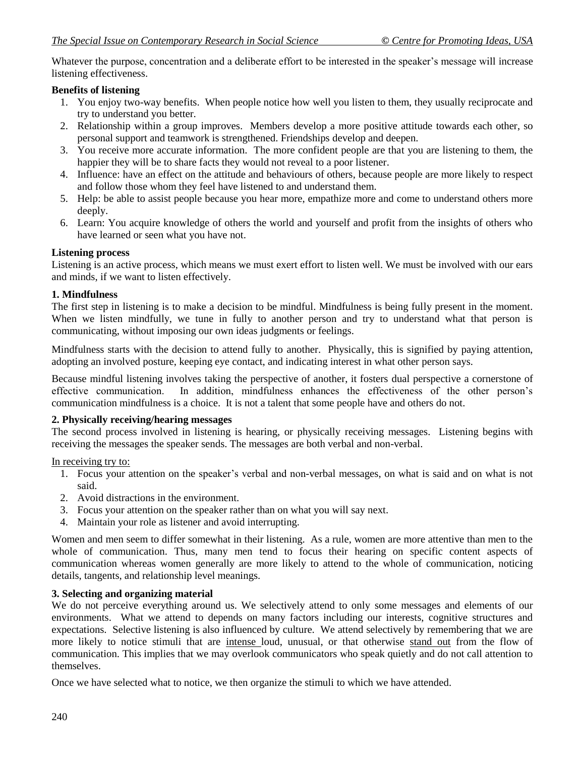Whatever the purpose, concentration and a deliberate effort to be interested in the speaker's message will increase listening effectiveness.

**Benefits of listening**

1. You enjoy two-way benefits. When people notice how well you listen to them, they usually reciprocate and try to understand you better.
2. Relationship within a group improves. Members develop a more positive attitude towards each other, so personal support and teamwork is strengthened. Friendships develop and deepen.
3. You receive more accurate information. The more confident people are that you are listening to them, the happier they will be to share facts they would not reveal to a poor listener.
4. Influence: have an effect on the attitude and behaviours of others, because people are more likely to respect and follow those whom they feel have listened to and understand them.
5. Help: be able to assist people because you hear more, empathize more and come to understand others more deeply.
6. Learn: You acquire knowledge of others the world and yourself and profit from the insights of others who have learned or seen what you have not.

**Listening process**

Listening is an active process, which means we must exert effort to listen well. We must be involved with our ears and minds, if we want to listen effectively.

**1. Mindfulness**

The first step in listening is to make a decision to be mindful. Mindfulness is being fully present in the moment. When we listen mindfully, we tune in fully to another person and try to understand what that person is communicating, without imposing our own ideas judgments or feelings.

Mindfulness starts with the decision to attend fully to another. Physically, this is signified by paying attention, adopting an involved posture, keeping eye contact, and indicating interest in what other person says.

Because mindful listening involves taking the perspective of another, it fosters dual perspective a cornerstone of effective communication. In addition, mindfulness enhances the effectiveness of the other person's communication mindfulness is a choice. It is not a talent that some people have and others do not.

**2. Physically receiving/hearing messages**

The second process involved in listening is hearing, or physically receiving messages. Listening begins with receiving the messages the speaker sends. The messages are both verbal and non-verbal.

<u>In receiving try to:</u>

1. Focus your attention on the speaker's verbal and non-verbal messages, on what is said and on what is not said.
2. Avoid distractions in the environment.
3. Focus your attention on the speaker rather than on what you will say next.
4. Maintain your role as listener and avoid interrupting.

Women and men seem to differ somewhat in their listening. As a rule, women are more attentive than men to the whole of communication. Thus, many men tend to focus their hearing on specific content aspects of communication whereas women generally are more likely to attend to the whole of communication, noticing details, tangents, and relationship level meanings.

**3. Selecting and organizing material**

We do not perceive everything around us. We selectively attend to only some messages and elements of our environments. What we attend to depends on many factors including our interests, cognitive structures and expectations. Selective listening is also influenced by culture. We attend selectively by remembering that we are more likely to notice stimuli that are <u>intense</u> loud, unusual, or that otherwise <u>stand out</u> from the flow of communication. This implies that we may overlook communicators who speak quietly and do not call attention to themselves.

Once we have selected what to notice, we then organize the stimuli to which we have attended.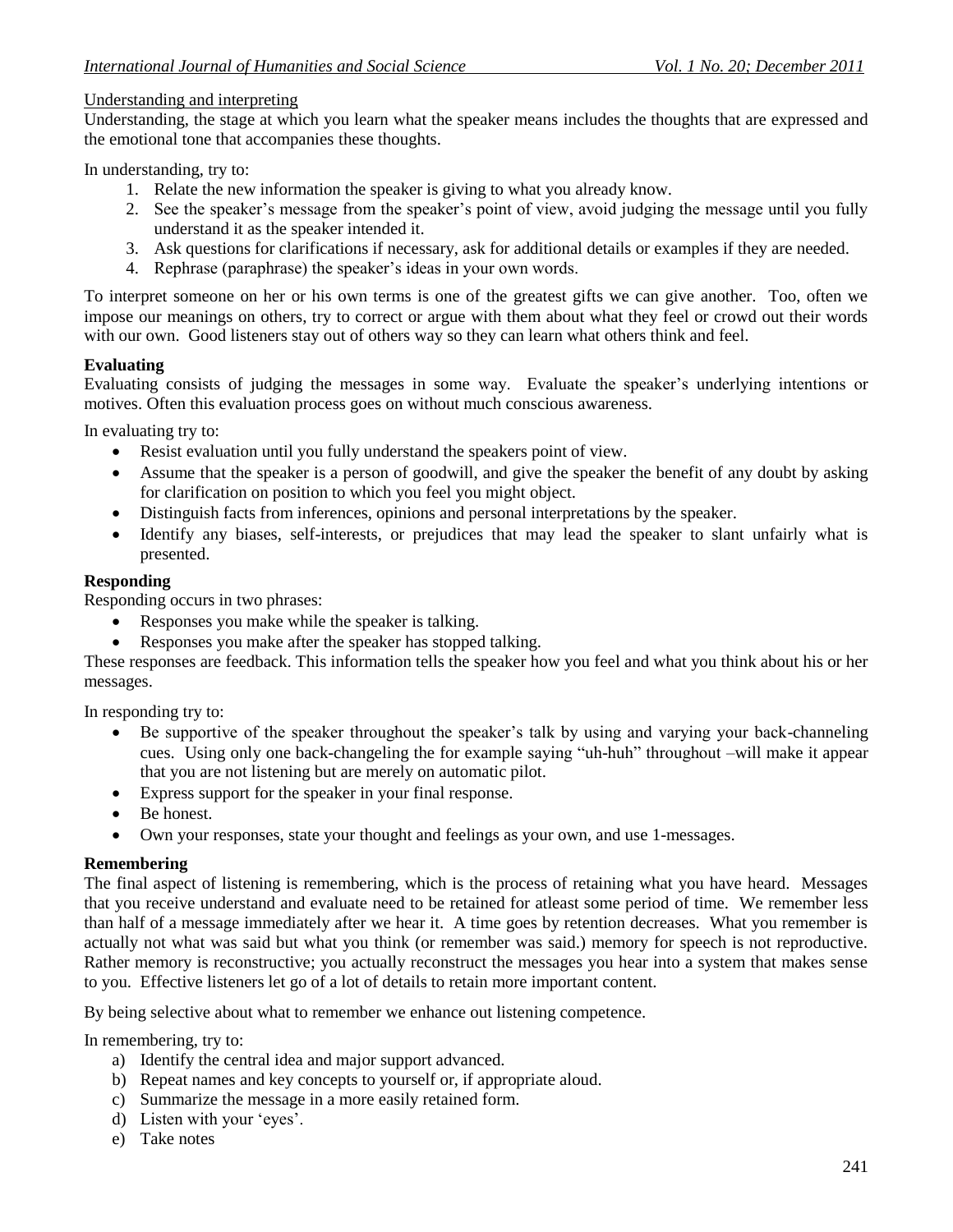<u>Understanding and interpreting</u>

Understanding, the stage at which you learn what the speaker means includes the thoughts that are expressed and the emotional tone that accompanies these thoughts.

In understanding, try to:

1. Relate the new information the speaker is giving to what you already know.
2. See the speaker's message from the speaker's point of view, avoid judging the message until you fully understand it as the speaker intended it.
3. Ask questions for clarifications if necessary, ask for additional details or examples if they are needed.
4. Rephrase (paraphrase) the speaker's ideas in your own words.

To interpret someone on her or his own terms is one of the greatest gifts we can give another. Too, often we impose our meanings on others, try to correct or argue with them about what they feel or crowd out their words with our own. Good listeners stay out of others way so they can learn what others think and feel.

**Evaluating**

Evaluating consists of judging the messages in some way. Evaluate the speaker's underlying intentions or motives. Often this evaluation process goes on without much conscious awareness.

In evaluating try to:

- Resist evaluation until you fully understand the speakers point of view.
- Assume that the speaker is a person of goodwill, and give the speaker the benefit of any doubt by asking for clarification on position to which you feel you might object.
- Distinguish facts from inferences, opinions and personal interpretations by the speaker.
- Identify any biases, self-interests, or prejudices that may lead the speaker to slant unfairly what is presented.

**Responding**

Responding occurs in two phrases:

- Responses you make while the speaker is talking.
- Responses you make after the speaker has stopped talking.

These responses are feedback. This information tells the speaker how you feel and what you think about his or her messages.

In responding try to:

- Be supportive of the speaker throughout the speaker's talk by using and varying your back-channeling cues. Using only one back-changeling the for example saying "uh-huh" throughout –will make it appear that you are not listening but are merely on automatic pilot.
- Express support for the speaker in your final response.
- Be honest.
- Own your responses, state your thought and feelings as your own, and use 1-messages.

**Remembering**

The final aspect of listening is remembering, which is the process of retaining what you have heard. Messages that you receive understand and evaluate need to be retained for atleast some period of time. We remember less than half of a message immediately after we hear it. A time goes by retention decreases. What you remember is actually not what was said but what you think (or remember was said.) memory for speech is not reproductive. Rather memory is reconstructive; you actually reconstruct the messages you hear into a system that makes sense to you. Effective listeners let go of a lot of details to retain more important content.

By being selective about what to remember we enhance out listening competence.

In remembering, try to:

a) Identify the central idea and major support advanced.
b) Repeat names and key concepts to yourself or, if appropriate aloud.
c) Summarize the message in a more easily retained form.
d) Listen with your 'eyes'.
e) Take notes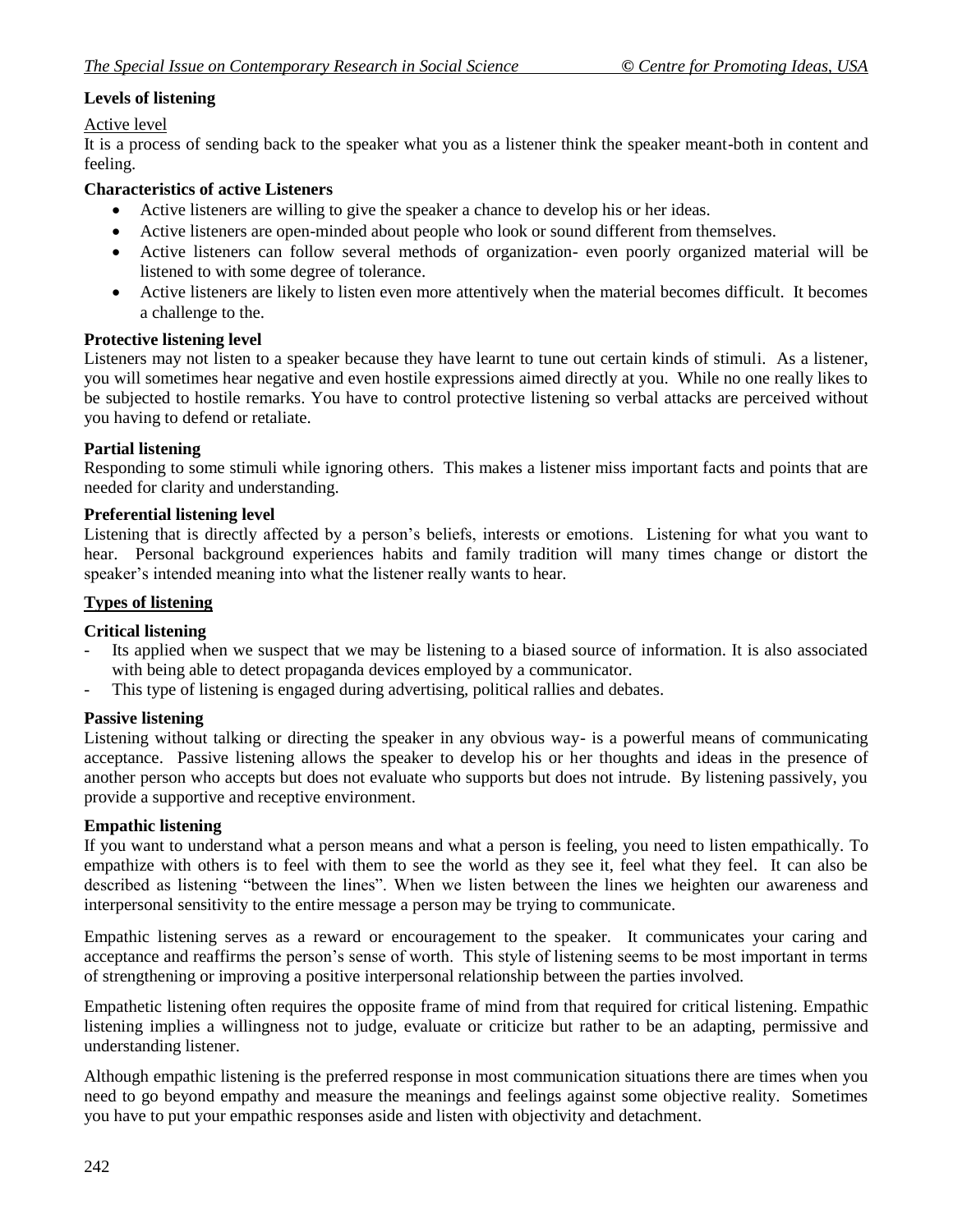**Levels of listening**

Active level

It is a process of sending back to the speaker what you as a listener think the speaker meant-both in content and feeling.

**Characteristics of active Listeners**

- Active listeners are willing to give the speaker a chance to develop his or her ideas.
- Active listeners are open-minded about people who look or sound different from themselves.
- Active listeners can follow several methods of organization- even poorly organized material will be listened to with some degree of tolerance.
- Active listeners are likely to listen even more attentively when the material becomes difficult. It becomes a challenge to the.

**Protective listening level**

Listeners may not listen to a speaker because they have learnt to tune out certain kinds of stimuli. As a listener, you will sometimes hear negative and even hostile expressions aimed directly at you. While no one really likes to be subjected to hostile remarks. You have to control protective listening so verbal attacks are perceived without you having to defend or retaliate.

**Partial listening**

Responding to some stimuli while ignoring others. This makes a listener miss important facts and points that are needed for clarity and understanding.

**Preferential listening level**

Listening that is directly affected by a person's beliefs, interests or emotions. Listening for what you want to hear. Personal background experiences habits and family tradition will many times change or distort the speaker's intended meaning into what the listener really wants to hear.

**Types of listening**

**Critical listening**

- Its applied when we suspect that we may be listening to a biased source of information. It is also associated with being able to detect propaganda devices employed by a communicator.
- This type of listening is engaged during advertising, political rallies and debates.

**Passive listening**

Listening without talking or directing the speaker in any obvious way- is a powerful means of communicating acceptance. Passive listening allows the speaker to develop his or her thoughts and ideas in the presence of another person who accepts but does not evaluate who supports but does not intrude. By listening passively, you provide a supportive and receptive environment.

**Empathic listening**

If you want to understand what a person means and what a person is feeling, you need to listen empathically. To empathize with others is to feel with them to see the world as they see it, feel what they feel. It can also be described as listening "between the lines". When we listen between the lines we heighten our awareness and interpersonal sensitivity to the entire message a person may be trying to communicate.

Empathic listening serves as a reward or encouragement to the speaker. It communicates your caring and acceptance and reaffirms the person's sense of worth. This style of listening seems to be most important in terms of strengthening or improving a positive interpersonal relationship between the parties involved.

Empathetic listening often requires the opposite frame of mind from that required for critical listening. Empathic listening implies a willingness not to judge, evaluate or criticize but rather to be an adapting, permissive and understanding listener.

Although empathic listening is the preferred response in most communication situations there are times when you need to go beyond empathy and measure the meanings and feelings against some objective reality. Sometimes you have to put your empathic responses aside and listen with objectivity and detachment.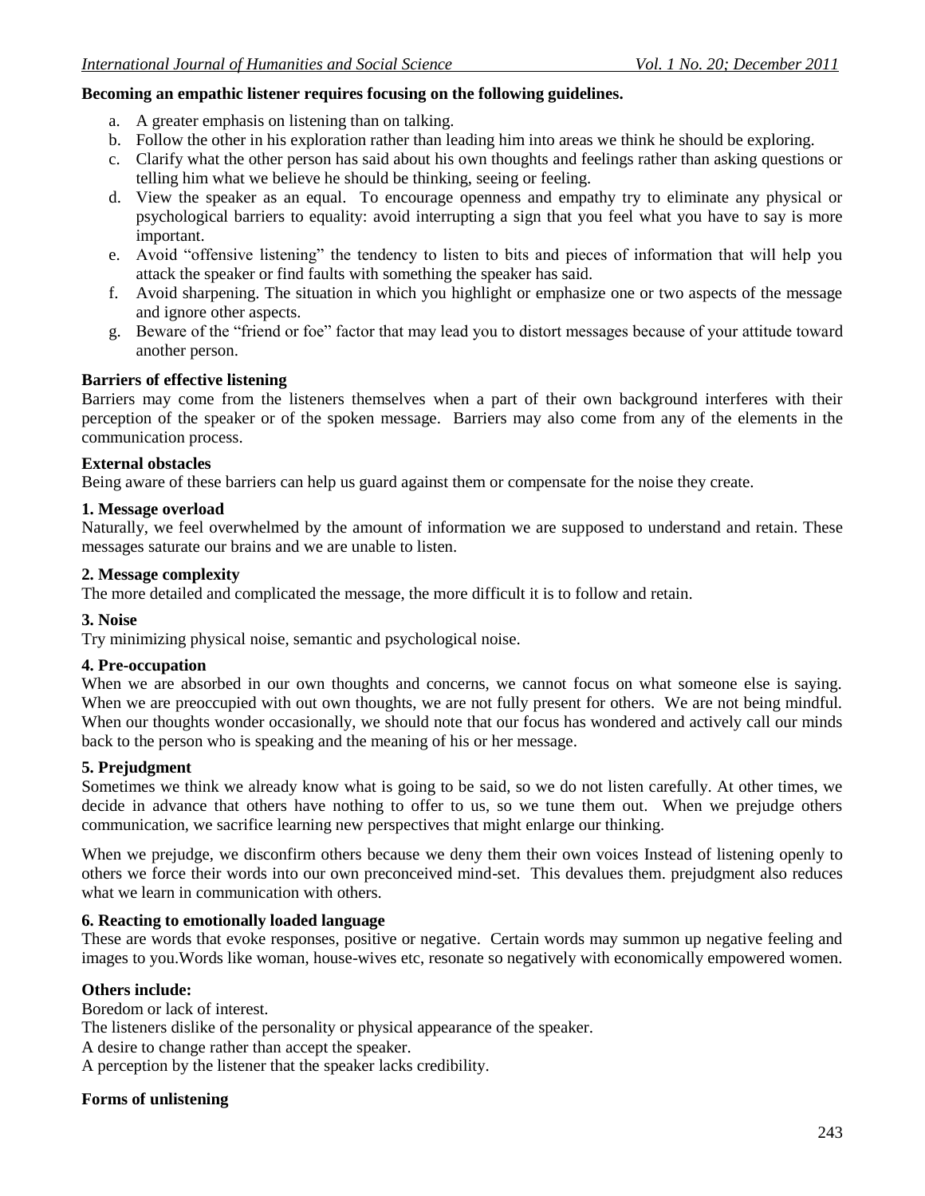**Becoming an empathic listener requires focusing on the following guidelines.**

a. A greater emphasis on listening than on talking.
b. Follow the other in his exploration rather than leading him into areas we think he should be exploring.
c. Clarify what the other person has said about his own thoughts and feelings rather than asking questions or telling him what we believe he should be thinking, seeing or feeling.
d. View the speaker as an equal. To encourage openness and empathy try to eliminate any physical or psychological barriers to equality: avoid interrupting a sign that you feel what you have to say is more important.
e. Avoid "offensive listening" the tendency to listen to bits and pieces of information that will help you attack the speaker or find faults with something the speaker has said.
f. Avoid sharpening. The situation in which you highlight or emphasize one or two aspects of the message and ignore other aspects.
g. Beware of the "friend or foe" factor that may lead you to distort messages because of your attitude toward another person.

**Barriers of effective listening**

Barriers may come from the listeners themselves when a part of their own background interferes with their perception of the speaker or of the spoken message. Barriers may also come from any of the elements in the communication process.

**External obstacles**

Being aware of these barriers can help us guard against them or compensate for the noise they create.

**1. Message overload**

Naturally, we feel overwhelmed by the amount of information we are supposed to understand and retain. These messages saturate our brains and we are unable to listen.

**2. Message complexity**

The more detailed and complicated the message, the more difficult it is to follow and retain.

**3. Noise**

Try minimizing physical noise, semantic and psychological noise.

**4. Pre-occupation**

When we are absorbed in our own thoughts and concerns, we cannot focus on what someone else is saying. When we are preoccupied with out own thoughts, we are not fully present for others. We are not being mindful. When our thoughts wonder occasionally, we should note that our focus has wondered and actively call our minds back to the person who is speaking and the meaning of his or her message.

**5. Prejudgment**

Sometimes we think we already know what is going to be said, so we do not listen carefully. At other times, we decide in advance that others have nothing to offer to us, so we tune them out. When we prejudge others communication, we sacrifice learning new perspectives that might enlarge our thinking.

When we prejudge, we disconfirm others because we deny them their own voices Instead of listening openly to others we force their words into our own preconceived mind-set. This devalues them. prejudgment also reduces what we learn in communication with others.

**6. Reacting to emotionally loaded language**

These are words that evoke responses, positive or negative. Certain words may summon up negative feeling and images to you.Words like woman, house-wives etc, resonate so negatively with economically empowered women.

**Others include:**

Boredom or lack of interest.

The listeners dislike of the personality or physical appearance of the speaker.

A desire to change rather than accept the speaker.

A perception by the listener that the speaker lacks credibility.

**Forms of unlistening**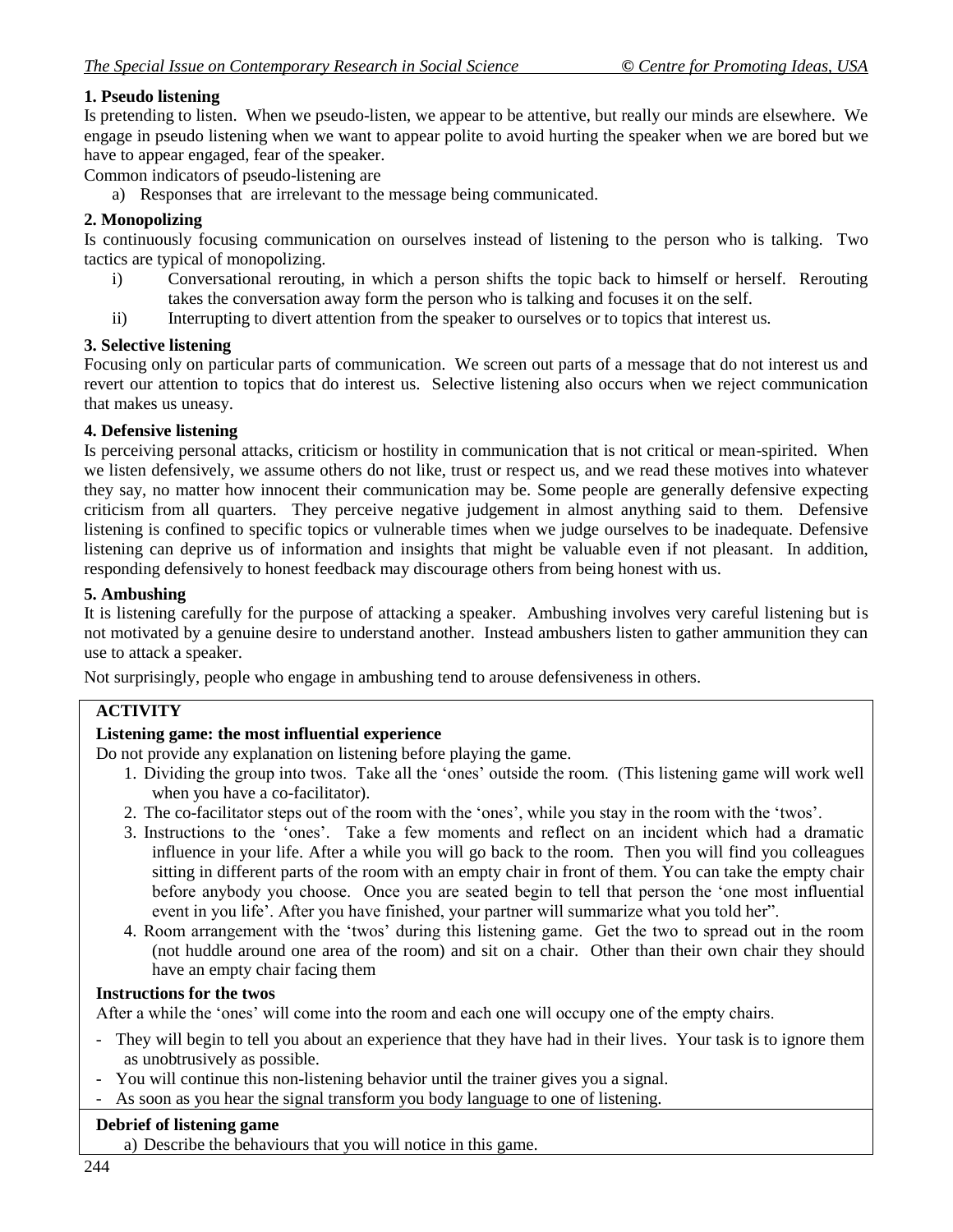**1. Pseudo listening**

Is pretending to listen. When we pseudo-listen, we appear to be attentive, but really our minds are elsewhere. We engage in pseudo listening when we want to appear polite to avoid hurting the speaker when we are bored but we have to appear engaged, fear of the speaker.

Common indicators of pseudo-listening are

a) Responses that are irrelevant to the message being communicated.

**2. Monopolizing**

Is continuously focusing communication on ourselves instead of listening to the person who is talking. Two tactics are typical of monopolizing.

i) Conversational rerouting, in which a person shifts the topic back to himself or herself. Rerouting takes the conversation away form the person who is talking and focuses it on the self.

ii) Interrupting to divert attention from the speaker to ourselves or to topics that interest us.

**3. Selective listening**

Focusing only on particular parts of communication. We screen out parts of a message that do not interest us and revert our attention to topics that do interest us. Selective listening also occurs when we reject communication that makes us uneasy.

**4. Defensive listening**

Is perceiving personal attacks, criticism or hostility in communication that is not critical or mean-spirited. When we listen defensively, we assume others do not like, trust or respect us, and we read these motives into whatever they say, no matter how innocent their communication may be. Some people are generally defensive expecting criticism from all quarters. They perceive negative judgement in almost anything said to them. Defensive listening is confined to specific topics or vulnerable times when we judge ourselves to be inadequate. Defensive listening can deprive us of information and insights that might be valuable even if not pleasant. In addition, responding defensively to honest feedback may discourage others from being honest with us.

**5. Ambushing**

It is listening carefully for the purpose of attacking a speaker. Ambushing involves very careful listening but is not motivated by a genuine desire to understand another. Instead ambushers listen to gather ammunition they can use to attack a speaker.

Not surprisingly, people who engage in ambushing tend to arouse defensiveness in others.

**ACTIVITY**

**Listening game: the most influential experience**

Do not provide any explanation on listening before playing the game.

1. Dividing the group into twos. Take all the 'ones' outside the room. (This listening game will work well when you have a co-facilitator).
2. The co-facilitator steps out of the room with the 'ones', while you stay in the room with the 'twos'.
3. Instructions to the 'ones'. Take a few moments and reflect on an incident which had a dramatic influence in your life. After a while you will go back to the room. Then you will find you colleagues sitting in different parts of the room with an empty chair in front of them. You can take the empty chair before anybody you choose. Once you are seated begin to tell that person the 'one most influential event in you life'. After you have finished, your partner will summarize what you told her".
4. Room arrangement with the 'twos' during this listening game. Get the two to spread out in the room (not huddle around one area of the room) and sit on a chair. Other than their own chair they should have an empty chair facing them

**Instructions for the twos**

After a while the 'ones' will come into the room and each one will occupy one of the empty chairs.

- They will begin to tell you about an experience that they have had in their lives. Your task is to ignore them as unobtrusively as possible.
- You will continue this non-listening behavior until the trainer gives you a signal.
- As soon as you hear the signal transform you body language to one of listening.

**Debrief of listening game**

a) Describe the behaviours that you will notice in this game.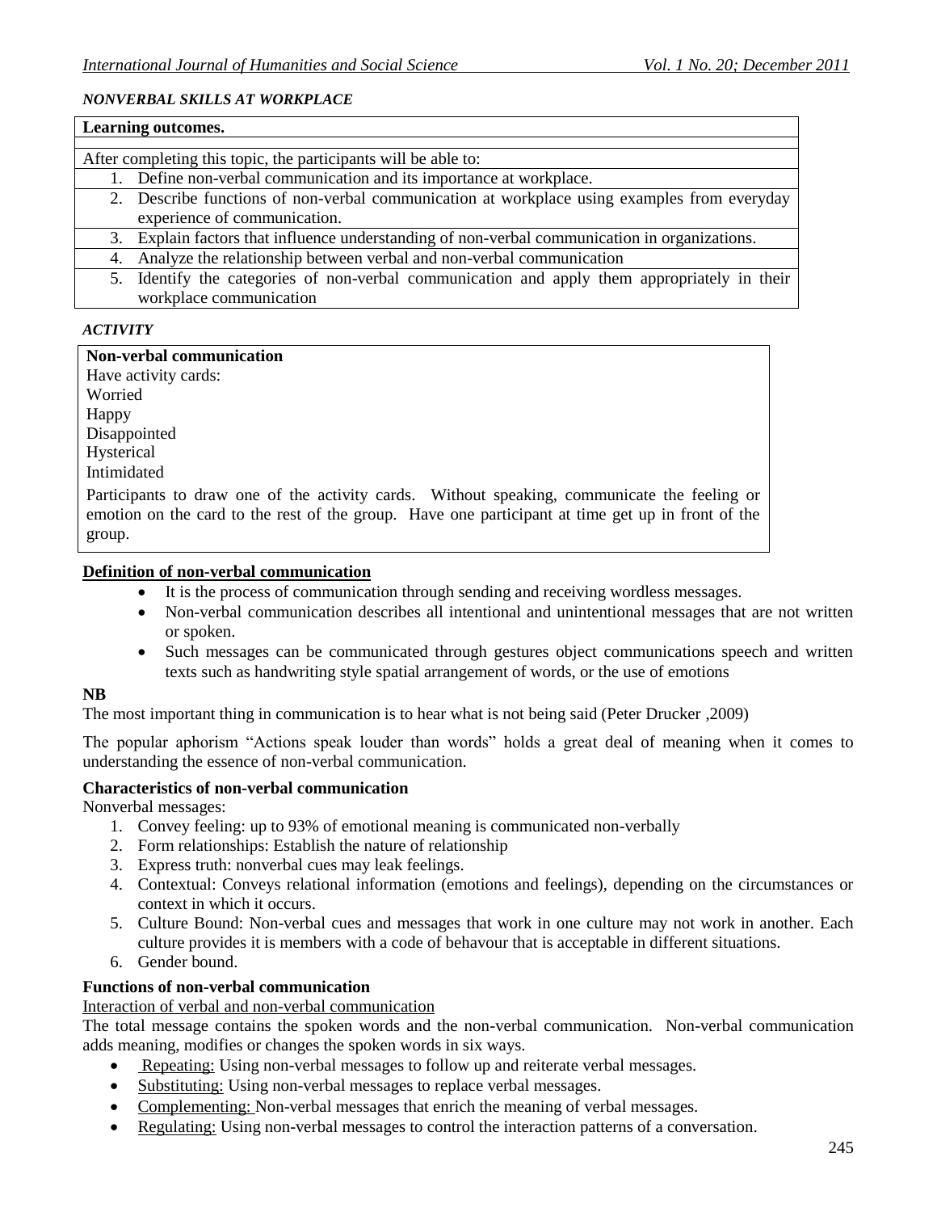*NONVERBAL SKILLS AT WORKPLACE*

| **Learning outcomes.** |
|---|
| After completing this topic, the participants will be able to: |
| 1. Define non-verbal communication and its importance at workplace. |
| 2. Describe functions of non-verbal communication at workplace using examples from everyday experience of communication. |
| 3. Explain factors that influence understanding of non-verbal communication in organizations. |
| 4. Analyze the relationship between verbal and non-verbal communication |
| 5. Identify the categories of non-verbal communication and apply them appropriately in their workplace communication |

*ACTIVITY*

**Non-verbal communication**
Have activity cards:
Worried
Happy
Disappointed
Hysterical
Intimidated

Participants to draw one of the activity cards. Without speaking, communicate the feeling or emotion on the card to the rest of the group. Have one participant at time get up in front of the group.

**Definition of non-verbal communication**

- It is the process of communication through sending and receiving wordless messages.
- Non-verbal communication describes all intentional and unintentional messages that are not written or spoken.
- Such messages can be communicated through gestures object communications speech and written texts such as handwriting style spatial arrangement of words, or the use of emotions

**NB**

The most important thing in communication is to hear what is not being said (Peter Drucker ,2009)

The popular aphorism "Actions speak louder than words" holds a great deal of meaning when it comes to understanding the essence of non-verbal communication.

**Characteristics of non-verbal communication**

Nonverbal messages:

1. Convey feeling: up to 93% of emotional meaning is communicated non-verbally
2. Form relationships: Establish the nature of relationship
3. Express truth: nonverbal cues may leak feelings.
4. Contextual: Conveys relational information (emotions and feelings), depending on the circumstances or context in which it occurs.
5. Culture Bound: Non-verbal cues and messages that work in one culture may not work in another. Each culture provides it is members with a code of behavour that is acceptable in different situations.
6. Gender bound.

**Functions of non-verbal communication**

Interaction of verbal and non-verbal communication

The total message contains the spoken words and the non-verbal communication. Non-verbal communication adds meaning, modifies or changes the spoken words in six ways.

- Repeating: Using non-verbal messages to follow up and reiterate verbal messages.
- Substituting: Using non-verbal messages to replace verbal messages.
- Complementing: Non-verbal messages that enrich the meaning of verbal messages.
- Regulating: Using non-verbal messages to control the interaction patterns of a conversation.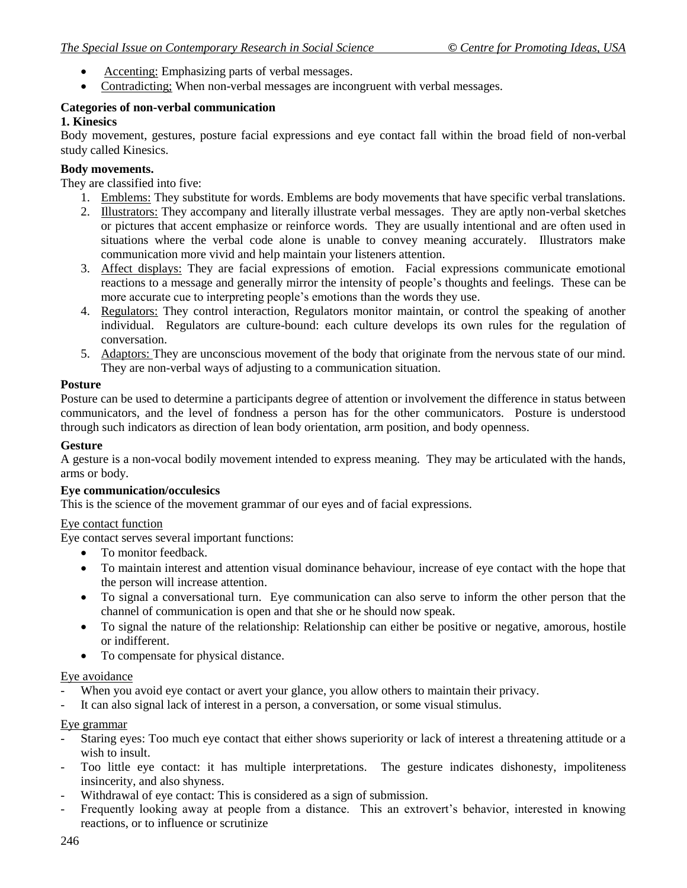- Accenting: Emphasizing parts of verbal messages.
- Contradicting; When non-verbal messages are incongruent with verbal messages.

**Categories of non-verbal communication**

**1. Kinesics**

Body movement, gestures, posture facial expressions and eye contact fall within the broad field of non-verbal study called Kinesics.

**Body movements.**

They are classified into five:

1. Emblems: They substitute for words. Emblems are body movements that have specific verbal translations.
2. Illustrators: They accompany and literally illustrate verbal messages. They are aptly non-verbal sketches or pictures that accent emphasize or reinforce words. They are usually intentional and are often used in situations where the verbal code alone is unable to convey meaning accurately. Illustrators make communication more vivid and help maintain your listeners attention.
3. Affect displays: They are facial expressions of emotion. Facial expressions communicate emotional reactions to a message and generally mirror the intensity of people's thoughts and feelings. These can be more accurate cue to interpreting people's emotions than the words they use.
4. Regulators: They control interaction, Regulators monitor maintain, or control the speaking of another individual. Regulators are culture-bound: each culture develops its own rules for the regulation of conversation.
5. Adaptors: They are unconscious movement of the body that originate from the nervous state of our mind. They are non-verbal ways of adjusting to a communication situation.

**Posture**

Posture can be used to determine a participants degree of attention or involvement the difference in status between communicators, and the level of fondness a person has for the other communicators. Posture is understood through such indicators as direction of lean body orientation, arm position, and body openness.

**Gesture**

A gesture is a non-vocal bodily movement intended to express meaning. They may be articulated with the hands, arms or body.

**Eye communication/occulesics**

This is the science of the movement grammar of our eyes and of facial expressions.

Eye contact function

Eye contact serves several important functions:

- To monitor feedback.
- To maintain interest and attention visual dominance behaviour, increase of eye contact with the hope that the person will increase attention.
- To signal a conversational turn. Eye communication can also serve to inform the other person that the channel of communication is open and that she or he should now speak.
- To signal the nature of the relationship: Relationship can either be positive or negative, amorous, hostile or indifferent.
- To compensate for physical distance.

Eye avoidance

- When you avoid eye contact or avert your glance, you allow others to maintain their privacy.
- It can also signal lack of interest in a person, a conversation, or some visual stimulus.

Eye grammar

- Staring eyes: Too much eye contact that either shows superiority or lack of interest a threatening attitude or a wish to insult.
- Too little eye contact: it has multiple interpretations. The gesture indicates dishonesty, impoliteness insincerity, and also shyness.
- Withdrawal of eye contact: This is considered as a sign of submission.
- Frequently looking away at people from a distance. This an extrovert's behavior, interested in knowing reactions, or to influence or scrutinize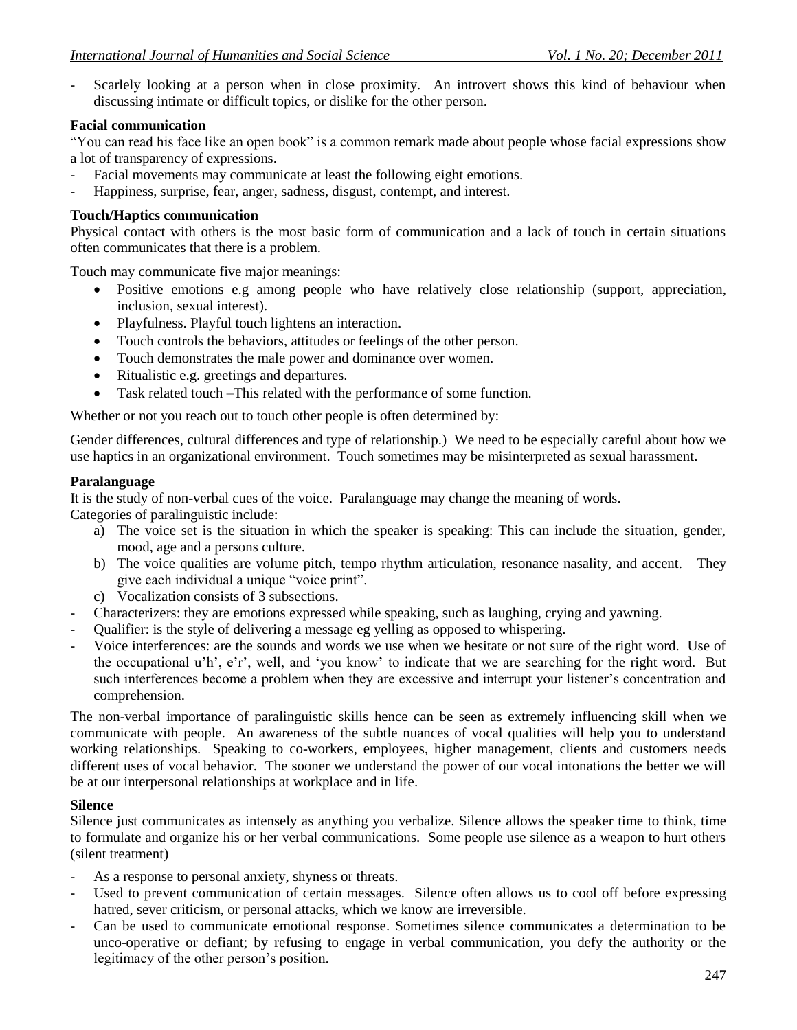- Scarlely looking at a person when in close proximity. An introvert shows this kind of behaviour when discussing intimate or difficult topics, or dislike for the other person.

**Facial communication**

"You can read his face like an open book" is a common remark made about people whose facial expressions show a lot of transparency of expressions.

- Facial movements may communicate at least the following eight emotions.
- Happiness, surprise, fear, anger, sadness, disgust, contempt, and interest.

**Touch/Haptics communication**

Physical contact with others is the most basic form of communication and a lack of touch in certain situations often communicates that there is a problem.

Touch may communicate five major meanings:

- Positive emotions e.g among people who have relatively close relationship (support, appreciation, inclusion, sexual interest).
- Playfulness. Playful touch lightens an interaction.
- Touch controls the behaviors, attitudes or feelings of the other person.
- Touch demonstrates the male power and dominance over women.
- Ritualistic e.g. greetings and departures.
- Task related touch –This related with the performance of some function.

Whether or not you reach out to touch other people is often determined by:

Gender differences, cultural differences and type of relationship.) We need to be especially careful about how we use haptics in an organizational environment. Touch sometimes may be misinterpreted as sexual harassment.

**Paralanguage**

It is the study of non-verbal cues of the voice. Paralanguage may change the meaning of words.

Categories of paralinguistic include:

a) The voice set is the situation in which the speaker is speaking: This can include the situation, gender, mood, age and a persons culture.
b) The voice qualities are volume pitch, tempo rhythm articulation, resonance nasality, and accent. They give each individual a unique "voice print".
c) Vocalization consists of 3 subsections.

- Characterizers: they are emotions expressed while speaking, such as laughing, crying and yawning.
- Qualifier: is the style of delivering a message eg yelling as opposed to whispering.
- Voice interferences: are the sounds and words we use when we hesitate or not sure of the right word. Use of the occupational u'h', e'r', well, and 'you know' to indicate that we are searching for the right word. But such interferences become a problem when they are excessive and interrupt your listener's concentration and comprehension.

The non-verbal importance of paralinguistic skills hence can be seen as extremely influencing skill when we communicate with people. An awareness of the subtle nuances of vocal qualities will help you to understand working relationships. Speaking to co-workers, employees, higher management, clients and customers needs different uses of vocal behavior. The sooner we understand the power of our vocal intonations the better we will be at our interpersonal relationships at workplace and in life.

**Silence**

Silence just communicates as intensely as anything you verbalize. Silence allows the speaker time to think, time to formulate and organize his or her verbal communications. Some people use silence as a weapon to hurt others (silent treatment)

- As a response to personal anxiety, shyness or threats.
- Used to prevent communication of certain messages. Silence often allows us to cool off before expressing hatred, sever criticism, or personal attacks, which we know are irreversible.
- Can be used to communicate emotional response. Sometimes silence communicates a determination to be unco-operative or defiant; by refusing to engage in verbal communication, you defy the authority or the legitimacy of the other person's position.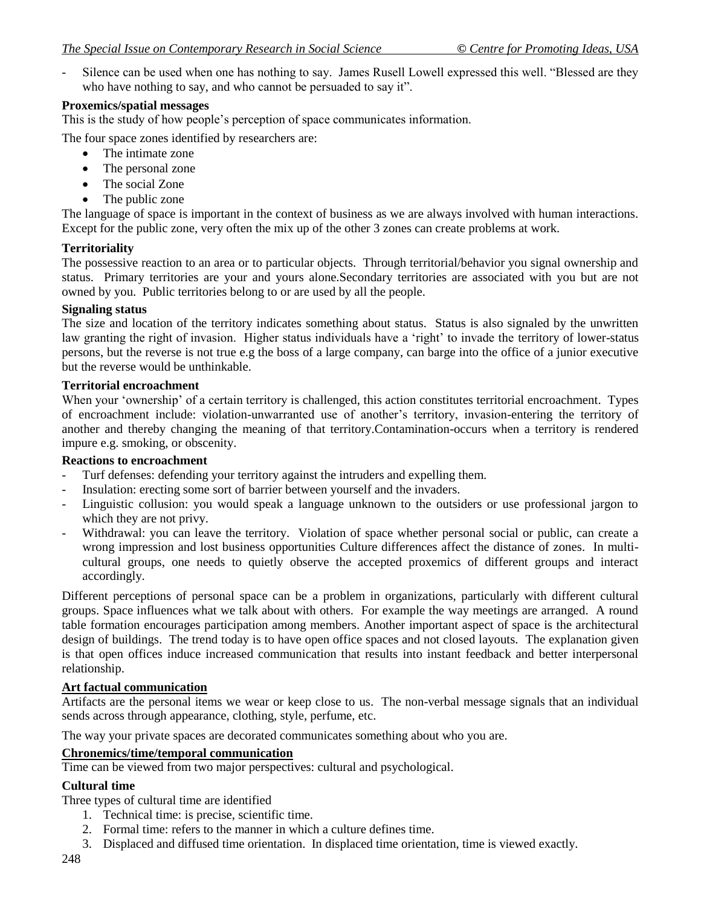- Silence can be used when one has nothing to say. James Rusell Lowell expressed this well. "Blessed are they who have nothing to say, and who cannot be persuaded to say it".

**Proxemics/spatial messages**

This is the study of how people's perception of space communicates information.

The four space zones identified by researchers are:

- The intimate zone
- The personal zone
- The social Zone
- The public zone

The language of space is important in the context of business as we are always involved with human interactions. Except for the public zone, very often the mix up of the other 3 zones can create problems at work.

**Territoriality**

The possessive reaction to an area or to particular objects. Through territorial/behavior you signal ownership and status. Primary territories are your and yours alone.Secondary territories are associated with you but are not owned by you. Public territories belong to or are used by all the people.

**Signaling status**

The size and location of the territory indicates something about status. Status is also signaled by the unwritten law granting the right of invasion. Higher status individuals have a 'right' to invade the territory of lower-status persons, but the reverse is not true e.g the boss of a large company, can barge into the office of a junior executive but the reverse would be unthinkable.

**Territorial encroachment**

When your 'ownership' of a certain territory is challenged, this action constitutes territorial encroachment. Types of encroachment include: violation-unwarranted use of another's territory, invasion-entering the territory of another and thereby changing the meaning of that territory.Contamination-occurs when a territory is rendered impure e.g. smoking, or obscenity.

**Reactions to encroachment**

- Turf defenses: defending your territory against the intruders and expelling them.
- Insulation: erecting some sort of barrier between yourself and the invaders.
- Linguistic collusion: you would speak a language unknown to the outsiders or use professional jargon to which they are not privy.
- Withdrawal: you can leave the territory. Violation of space whether personal social or public, can create a wrong impression and lost business opportunities Culture differences affect the distance of zones. In multi-cultural groups, one needs to quietly observe the accepted proxemics of different groups and interact accordingly.

Different perceptions of personal space can be a problem in organizations, particularly with different cultural groups. Space influences what we talk about with others. For example the way meetings are arranged. A round table formation encourages participation among members. Another important aspect of space is the architectural design of buildings. The trend today is to have open office spaces and not closed layouts. The explanation given is that open offices induce increased communication that results into instant feedback and better interpersonal relationship.

**Art factual communication**

Artifacts are the personal items we wear or keep close to us. The non-verbal message signals that an individual sends across through appearance, clothing, style, perfume, etc.

The way your private spaces are decorated communicates something about who you are.

**Chronemics/time/temporal communication**

Time can be viewed from two major perspectives: cultural and psychological.

**Cultural time**

Three types of cultural time are identified

1. Technical time: is precise, scientific time.
2. Formal time: refers to the manner in which a culture defines time.
3. Displaced and diffused time orientation. In displaced time orientation, time is viewed exactly.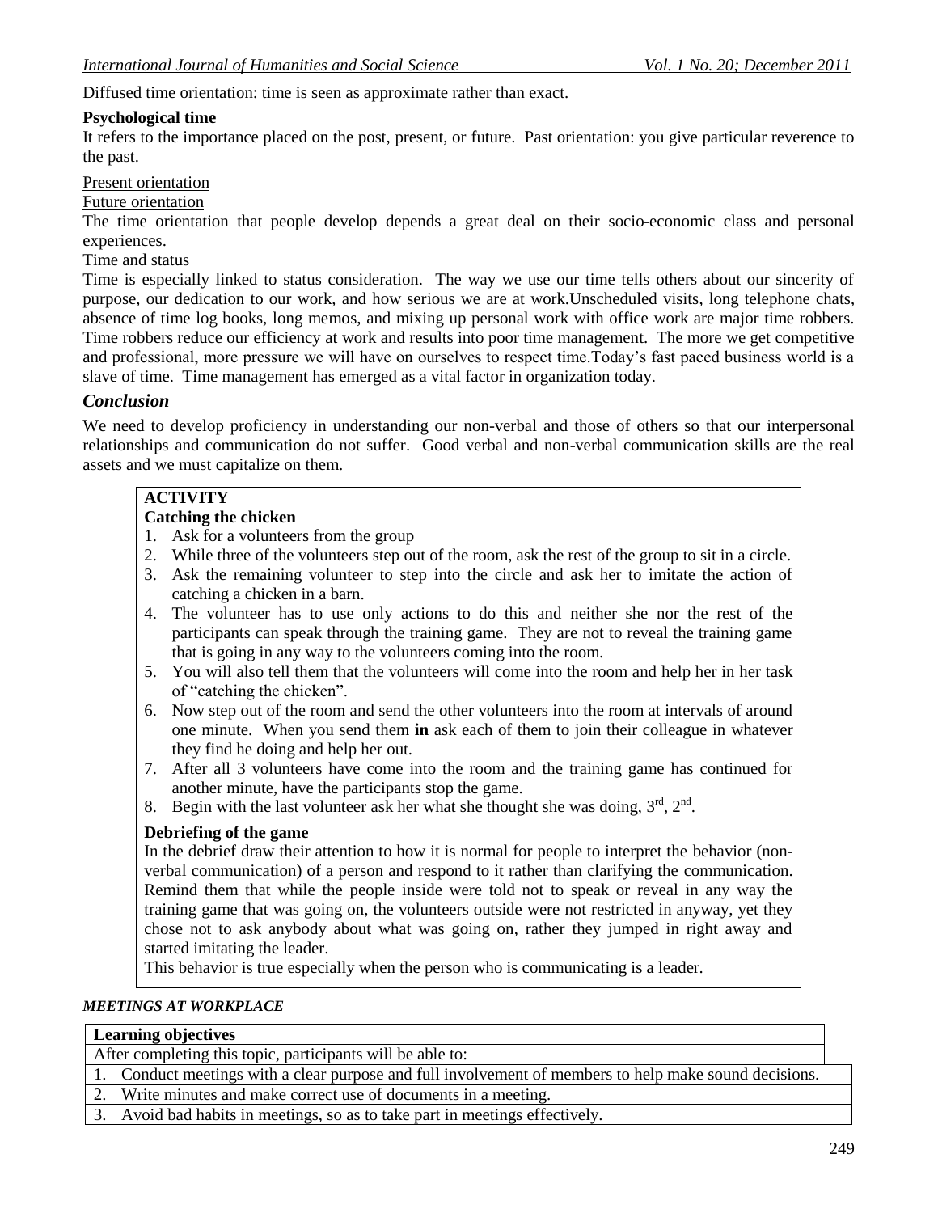Diffused time orientation: time is seen as approximate rather than exact.

**Psychological time**

It refers to the importance placed on the post, present, or future. Past orientation: you give particular reverence to the past.

Present orientation

Future orientation

The time orientation that people develop depends a great deal on their socio-economic class and personal experiences.

Time and status

Time is especially linked to status consideration. The way we use our time tells others about our sincerity of purpose, our dedication to our work, and how serious we are at work.Unscheduled visits, long telephone chats, absence of time log books, long memos, and mixing up personal work with office work are major time robbers. Time robbers reduce our efficiency at work and results into poor time management. The more we get competitive and professional, more pressure we will have on ourselves to respect time.Today's fast paced business world is a slave of time. Time management has emerged as a vital factor in organization today.

## *Conclusion*

We need to develop proficiency in understanding our non-verbal and those of others so that our interpersonal relationships and communication do not suffer. Good verbal and non-verbal communication skills are the real assets and we must capitalize on them.

**ACTIVITY**

**Catching the chicken**

1. Ask for a volunteers from the group
2. While three of the volunteers step out of the room, ask the rest of the group to sit in a circle.
3. Ask the remaining volunteer to step into the circle and ask her to imitate the action of catching a chicken in a barn.
4. The volunteer has to use only actions to do this and neither she nor the rest of the participants can speak through the training game. They are not to reveal the training game that is going in any way to the volunteers coming into the room.
5. You will also tell them that the volunteers will come into the room and help her in her task of "catching the chicken".
6. Now step out of the room and send the other volunteers into the room at intervals of around one minute. When you send them **in** ask each of them to join their colleague in whatever they find he doing and help her out.
7. After all 3 volunteers have come into the room and the training game has continued for another minute, have the participants stop the game.
8. Begin with the last volunteer ask her what she thought she was doing, 3rd, 2nd.

**Debriefing of the game**

In the debrief draw their attention to how it is normal for people to interpret the behavior (non-verbal communication) of a person and respond to it rather than clarifying the communication. Remind them that while the people inside were told not to speak or reveal in any way the training game that was going on, the volunteers outside were not restricted in anyway, yet they chose not to ask anybody about what was going on, rather they jumped in right away and started imitating the leader.

This behavior is true especially when the person who is communicating is a leader.

***MEETINGS AT WORKPLACE***

| **Learning objectives** |
|---|
| After completing this topic, participants will be able to: |
| 1. Conduct meetings with a clear purpose and full involvement of members to help make sound decisions. |
| 2. Write minutes and make correct use of documents in a meeting. |
| 3. Avoid bad habits in meetings, so as to take part in meetings effectively. |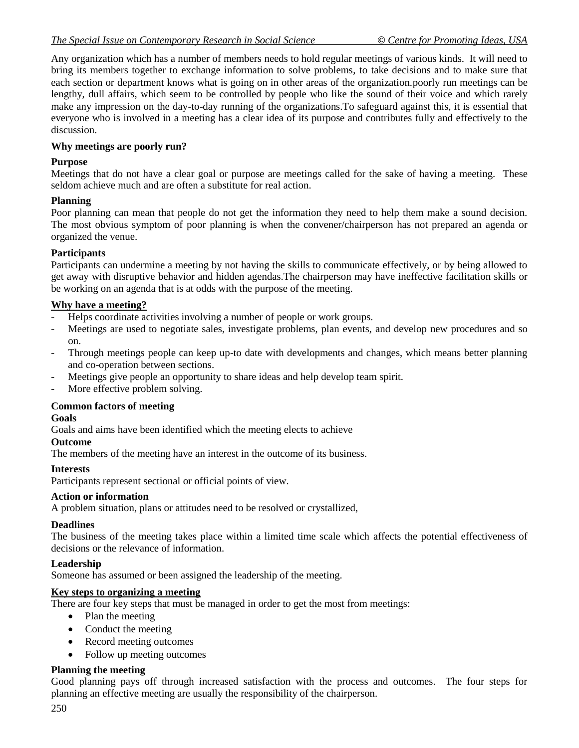Any organization which has a number of members needs to hold regular meetings of various kinds. It will need to bring its members together to exchange information to solve problems, to take decisions and to make sure that each section or department knows what is going on in other areas of the organization.poorly run meetings can be lengthy, dull affairs, which seem to be controlled by people who like the sound of their voice and which rarely make any impression on the day-to-day running of the organizations.To safeguard against this, it is essential that everyone who is involved in a meeting has a clear idea of its purpose and contributes fully and effectively to the discussion.

**Why meetings are poorly run?**

**Purpose**

Meetings that do not have a clear goal or purpose are meetings called for the sake of having a meeting. These seldom achieve much and are often a substitute for real action.

**Planning**

Poor planning can mean that people do not get the information they need to help them make a sound decision. The most obvious symptom of poor planning is when the convener/chairperson has not prepared an agenda or organized the venue.

**Participants**

Participants can undermine a meeting by not having the skills to communicate effectively, or by being allowed to get away with disruptive behavior and hidden agendas.The chairperson may have ineffective facilitation skills or be working on an agenda that is at odds with the purpose of the meeting.

**Why have a meeting?**

- Helps coordinate activities involving a number of people or work groups.
- Meetings are used to negotiate sales, investigate problems, plan events, and develop new procedures and so on.
- Through meetings people can keep up-to date with developments and changes, which means better planning and co-operation between sections.
- Meetings give people an opportunity to share ideas and help develop team spirit.
- More effective problem solving.

**Common factors of meeting**

**Goals**

Goals and aims have been identified which the meeting elects to achieve

**Outcome**

The members of the meeting have an interest in the outcome of its business.

**Interests**

Participants represent sectional or official points of view.

**Action or information**

A problem situation, plans or attitudes need to be resolved or crystallized,

**Deadlines**

The business of the meeting takes place within a limited time scale which affects the potential effectiveness of decisions or the relevance of information.

**Leadership**

Someone has assumed or been assigned the leadership of the meeting.

**Key steps to organizing a meeting**

There are four key steps that must be managed in order to get the most from meetings:

- Plan the meeting
- Conduct the meeting
- Record meeting outcomes
- Follow up meeting outcomes

**Planning the meeting**

Good planning pays off through increased satisfaction with the process and outcomes. The four steps for planning an effective meeting are usually the responsibility of the chairperson.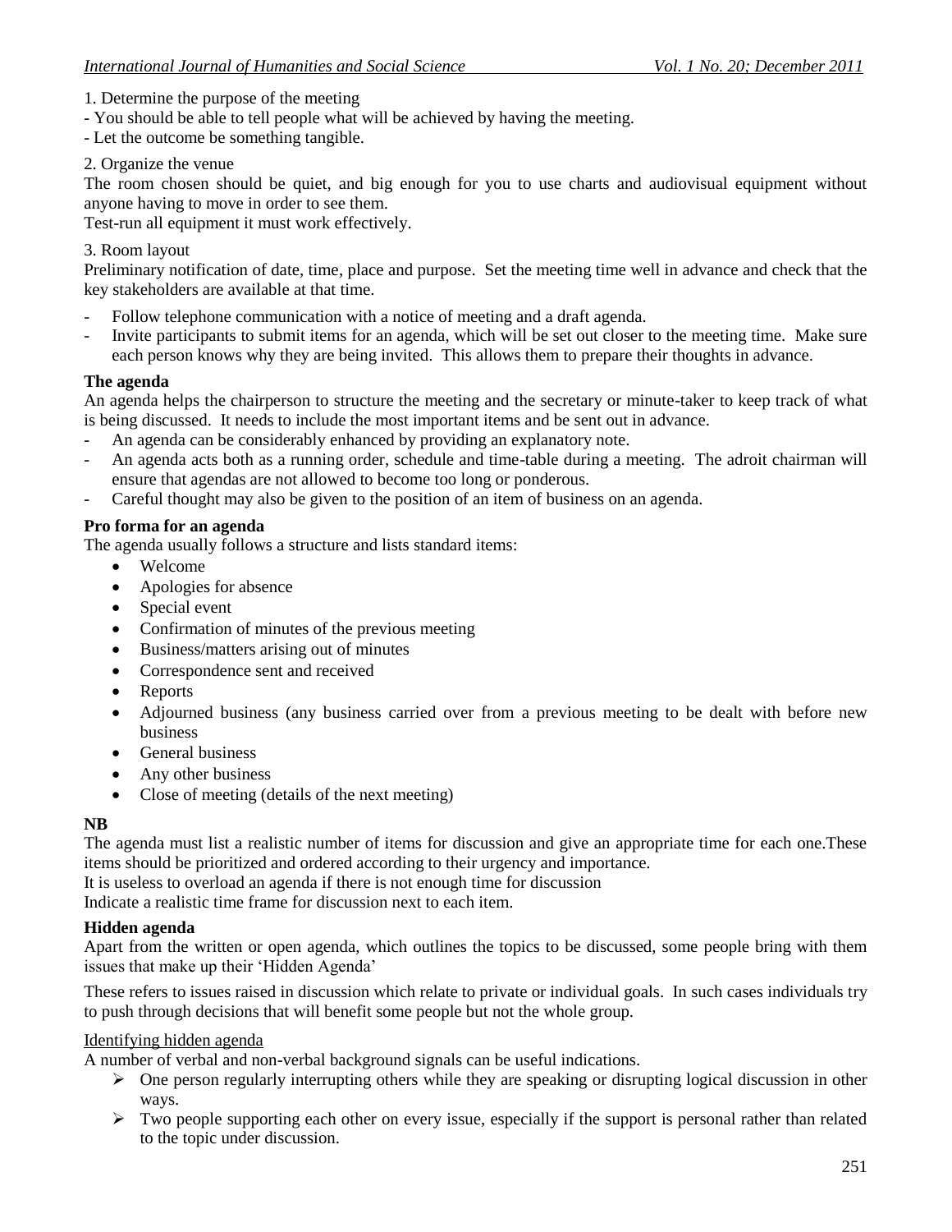1. Determine the purpose of the meeting

- You should be able to tell people what will be achieved by having the meeting.
- Let the outcome be something tangible.

2. Organize the venue

The room chosen should be quiet, and big enough for you to use charts and audiovisual equipment without anyone having to move in order to see them.

Test-run all equipment it must work effectively.

3. Room layout

Preliminary notification of date, time, place and purpose. Set the meeting time well in advance and check that the key stakeholders are available at that time.

- Follow telephone communication with a notice of meeting and a draft agenda.
- Invite participants to submit items for an agenda, which will be set out closer to the meeting time. Make sure each person knows why they are being invited. This allows them to prepare their thoughts in advance.

**The agenda**

An agenda helps the chairperson to structure the meeting and the secretary or minute-taker to keep track of what is being discussed. It needs to include the most important items and be sent out in advance.

- An agenda can be considerably enhanced by providing an explanatory note.
- An agenda acts both as a running order, schedule and time-table during a meeting. The adroit chairman will ensure that agendas are not allowed to become too long or ponderous.
- Careful thought may also be given to the position of an item of business on an agenda.

**Pro forma for an agenda**

The agenda usually follows a structure and lists standard items:

- Welcome
- Apologies for absence
- Special event
- Confirmation of minutes of the previous meeting
- Business/matters arising out of minutes
- Correspondence sent and received
- Reports
- Adjourned business (any business carried over from a previous meeting to be dealt with before new business
- General business
- Any other business
- Close of meeting (details of the next meeting)

**NB**

The agenda must list a realistic number of items for discussion and give an appropriate time for each one.These items should be prioritized and ordered according to their urgency and importance.

It is useless to overload an agenda if there is not enough time for discussion

Indicate a realistic time frame for discussion next to each item.

**Hidden agenda**

Apart from the written or open agenda, which outlines the topics to be discussed, some people bring with them issues that make up their 'Hidden Agenda'

These refers to issues raised in discussion which relate to private or individual goals. In such cases individuals try to push through decisions that will benefit some people but not the whole group.

Identifying hidden agenda

A number of verbal and non-verbal background signals can be useful indications.

- One person regularly interrupting others while they are speaking or disrupting logical discussion in other ways.
- Two people supporting each other on every issue, especially if the support is personal rather than related to the topic under discussion.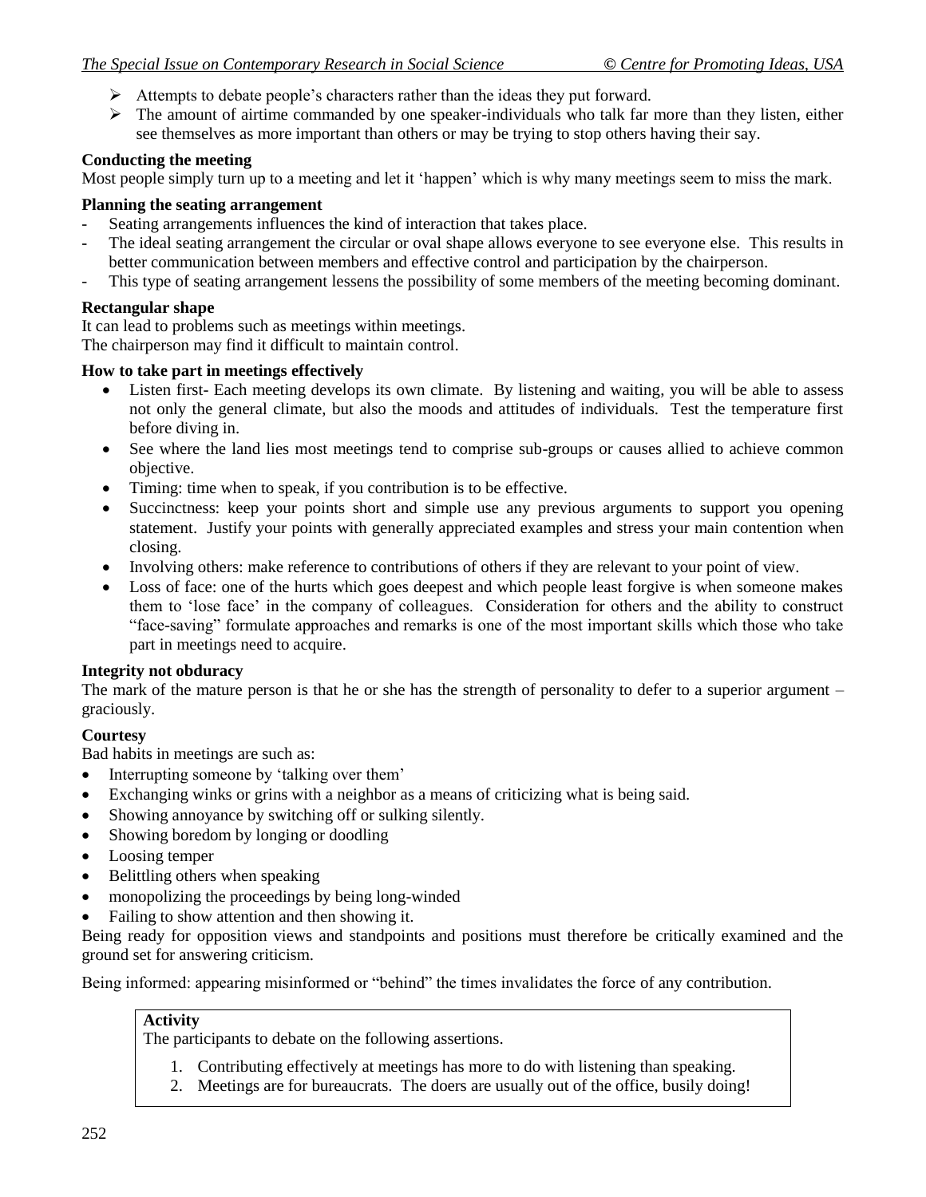- Attempts to debate people's characters rather than the ideas they put forward.
- The amount of airtime commanded by one speaker-individuals who talk far more than they listen, either see themselves as more important than others or may be trying to stop others having their say.

**Conducting the meeting**

Most people simply turn up to a meeting and let it 'happen' which is why many meetings seem to miss the mark.

**Planning the seating arrangement**

- Seating arrangements influences the kind of interaction that takes place.
- The ideal seating arrangement the circular or oval shape allows everyone to see everyone else. This results in better communication between members and effective control and participation by the chairperson.
- This type of seating arrangement lessens the possibility of some members of the meeting becoming dominant.

**Rectangular shape**

It can lead to problems such as meetings within meetings.
The chairperson may find it difficult to maintain control.

**How to take part in meetings effectively**

- Listen first- Each meeting develops its own climate. By listening and waiting, you will be able to assess not only the general climate, but also the moods and attitudes of individuals. Test the temperature first before diving in.
- See where the land lies most meetings tend to comprise sub-groups or causes allied to achieve common objective.
- Timing: time when to speak, if you contribution is to be effective.
- Succinctness: keep your points short and simple use any previous arguments to support you opening statement. Justify your points with generally appreciated examples and stress your main contention when closing.
- Involving others: make reference to contributions of others if they are relevant to your point of view.
- Loss of face: one of the hurts which goes deepest and which people least forgive is when someone makes them to 'lose face' in the company of colleagues. Consideration for others and the ability to construct "face-saving" formulate approaches and remarks is one of the most important skills which those who take part in meetings need to acquire.

**Integrity not obduracy**

The mark of the mature person is that he or she has the strength of personality to defer to a superior argument – graciously.

**Courtesy**

Bad habits in meetings are such as:

- Interrupting someone by 'talking over them'
- Exchanging winks or grins with a neighbor as a means of criticizing what is being said.
- Showing annoyance by switching off or sulking silently.
- Showing boredom by longing or doodling
- Loosing temper
- Belittling others when speaking
- monopolizing the proceedings by being long-winded
- Failing to show attention and then showing it.

Being ready for opposition views and standpoints and positions must therefore be critically examined and the ground set for answering criticism.

Being informed: appearing misinformed or "behind" the times invalidates the force of any contribution.

**Activity**

The participants to debate on the following assertions.

1. Contributing effectively at meetings has more to do with listening than speaking.
2. Meetings are for bureaucrats. The doers are usually out of the office, busily doing!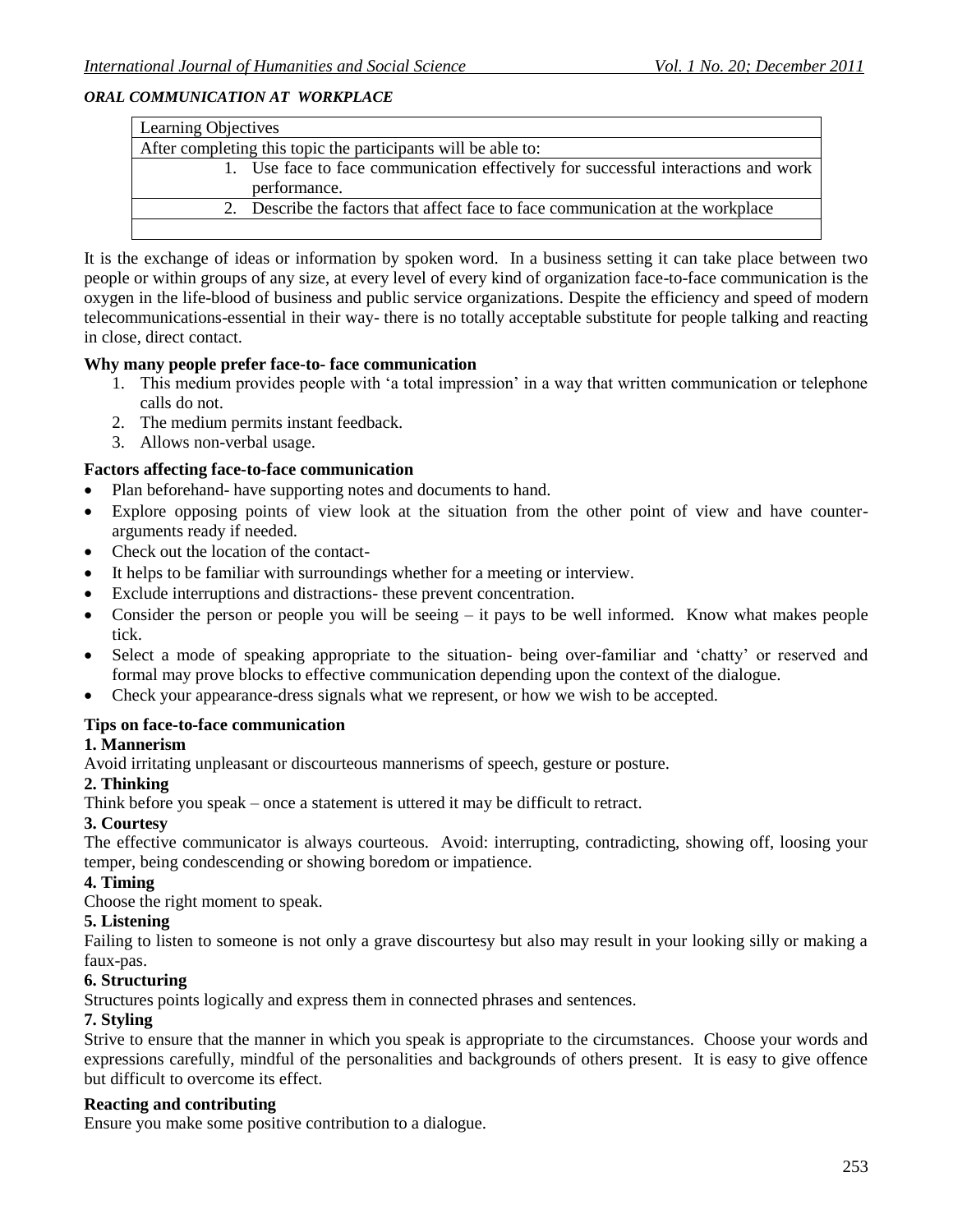***ORAL COMMUNICATION AT WORKPLACE***

| Learning Objectives |
| --- |
| After completing this topic the participants will be able to: |
| 1. Use face to face communication effectively for successful interactions and work performance. |
| 2. Describe the factors that affect face to face communication at the workplace |
| |

It is the exchange of ideas or information by spoken word. In a business setting it can take place between two people or within groups of any size, at every level of every kind of organization face-to-face communication is the oxygen in the life-blood of business and public service organizations. Despite the efficiency and speed of modern telecommunications-essential in their way- there is no totally acceptable substitute for people talking and reacting in close, direct contact.

**Why many people prefer face-to- face communication**

1. This medium provides people with 'a total impression' in a way that written communication or telephone calls do not.
2. The medium permits instant feedback.
3. Allows non-verbal usage.

**Factors affecting face-to-face communication**

- Plan beforehand- have supporting notes and documents to hand.
- Explore opposing points of view look at the situation from the other point of view and have counter-arguments ready if needed.
- Check out the location of the contact-
- It helps to be familiar with surroundings whether for a meeting or interview.
- Exclude interruptions and distractions- these prevent concentration.
- Consider the person or people you will be seeing – it pays to be well informed. Know what makes people tick.
- Select a mode of speaking appropriate to the situation- being over-familiar and 'chatty' or reserved and formal may prove blocks to effective communication depending upon the context of the dialogue.
- Check your appearance-dress signals what we represent, or how we wish to be accepted.

**Tips on face-to-face communication**

**1. Mannerism**

Avoid irritating unpleasant or discourteous mannerisms of speech, gesture or posture.

**2. Thinking**

Think before you speak – once a statement is uttered it may be difficult to retract.

**3. Courtesy**

The effective communicator is always courteous. Avoid: interrupting, contradicting, showing off, loosing your temper, being condescending or showing boredom or impatience.

**4. Timing**

Choose the right moment to speak.

**5. Listening**

Failing to listen to someone is not only a grave discourtesy but also may result in your looking silly or making a faux-pas.

**6. Structuring**

Structures points logically and express them in connected phrases and sentences.

**7. Styling**

Strive to ensure that the manner in which you speak is appropriate to the circumstances. Choose your words and expressions carefully, mindful of the personalities and backgrounds of others present. It is easy to give offence but difficult to overcome its effect.

**Reacting and contributing**

Ensure you make some positive contribution to a dialogue.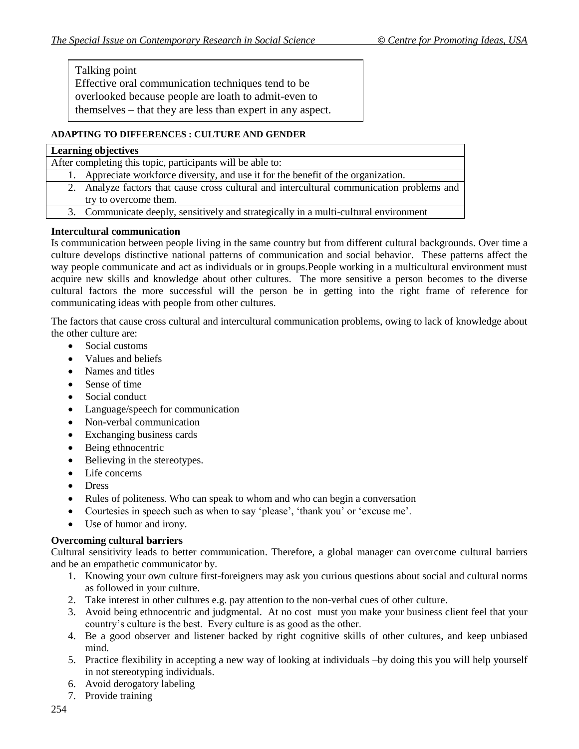| Talking point |
|---|
| Effective oral communication techniques tend to be overlooked because people are loath to admit-even to themselves – that they are less than expert in any aspect. |

**ADAPTING TO DIFFERENCES : CULTURE AND GENDER**

| **Learning objectives** |
|---|
| After completing this topic, participants will be able to: |
| 1. Appreciate workforce diversity, and use it for the benefit of the organization. |
| 2. Analyze factors that cause cross cultural and intercultural communication problems and try to overcome them. |
| 3. Communicate deeply, sensitively and strategically in a multi-cultural environment |

**Intercultural communication**

Is communication between people living in the same country but from different cultural backgrounds. Over time a culture develops distinctive national patterns of communication and social behavior. These patterns affect the way people communicate and act as individuals or in groups.People working in a multicultural environment must acquire new skills and knowledge about other cultures. The more sensitive a person becomes to the diverse cultural factors the more successful will the person be in getting into the right frame of reference for communicating ideas with people from other cultures.

The factors that cause cross cultural and intercultural communication problems, owing to lack of knowledge about the other culture are:

- Social customs
- Values and beliefs
- Names and titles
- Sense of time
- Social conduct
- Language/speech for communication
- Non-verbal communication
- Exchanging business cards
- Being ethnocentric
- Believing in the stereotypes.
- Life concerns
- Dress
- Rules of politeness. Who can speak to whom and who can begin a conversation
- Courtesies in speech such as when to say 'please', 'thank you' or 'excuse me'.
- Use of humor and irony.

**Overcoming cultural barriers**

Cultural sensitivity leads to better communication. Therefore, a global manager can overcome cultural barriers and be an empathetic communicator by.

1. Knowing your own culture first-foreigners may ask you curious questions about social and cultural norms as followed in your culture.
2. Take interest in other cultures e.g. pay attention to the non-verbal cues of other culture.
3. Avoid being ethnocentric and judgmental. At no cost must you make your business client feel that your country's culture is the best. Every culture is as good as the other.
4. Be a good observer and listener backed by right cognitive skills of other cultures, and keep unbiased mind.
5. Practice flexibility in accepting a new way of looking at individuals –by doing this you will help yourself in not stereotyping individuals.
6. Avoid derogatory labeling
7. Provide training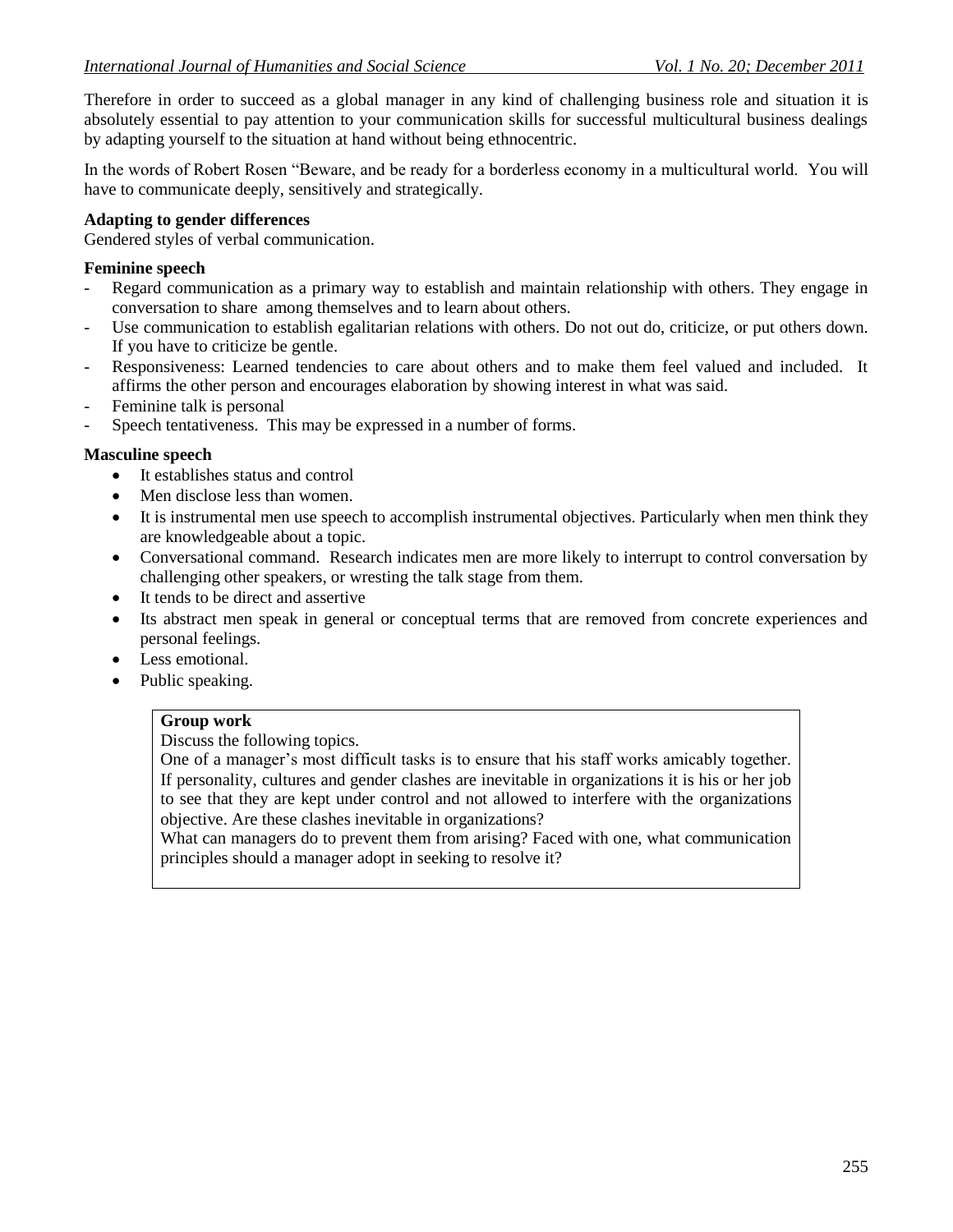Therefore in order to succeed as a global manager in any kind of challenging business role and situation it is absolutely essential to pay attention to your communication skills for successful multicultural business dealings by adapting yourself to the situation at hand without being ethnocentric.

In the words of Robert Rosen "Beware, and be ready for a borderless economy in a multicultural world. You will have to communicate deeply, sensitively and strategically.

**Adapting to gender differences**

Gendered styles of verbal communication.

**Feminine speech**

- Regard communication as a primary way to establish and maintain relationship with others. They engage in conversation to share among themselves and to learn about others.
- Use communication to establish egalitarian relations with others. Do not out do, criticize, or put others down. If you have to criticize be gentle.
- Responsiveness: Learned tendencies to care about others and to make them feel valued and included. It affirms the other person and encourages elaboration by showing interest in what was said.
- Feminine talk is personal
- Speech tentativeness. This may be expressed in a number of forms.

**Masculine speech**

- It establishes status and control
- Men disclose less than women.
- It is instrumental men use speech to accomplish instrumental objectives. Particularly when men think they are knowledgeable about a topic.
- Conversational command. Research indicates men are more likely to interrupt to control conversation by challenging other speakers, or wresting the talk stage from them.
- It tends to be direct and assertive
- Its abstract men speak in general or conceptual terms that are removed from concrete experiences and personal feelings.
- Less emotional.
- Public speaking.

**Group work**

Discuss the following topics.

One of a manager's most difficult tasks is to ensure that his staff works amicably together. If personality, cultures and gender clashes are inevitable in organizations it is his or her job to see that they are kept under control and not allowed to interfere with the organizations objective. Are these clashes inevitable in organizations?

What can managers do to prevent them from arising? Faced with one, what communication principles should a manager adopt in seeking to resolve it?